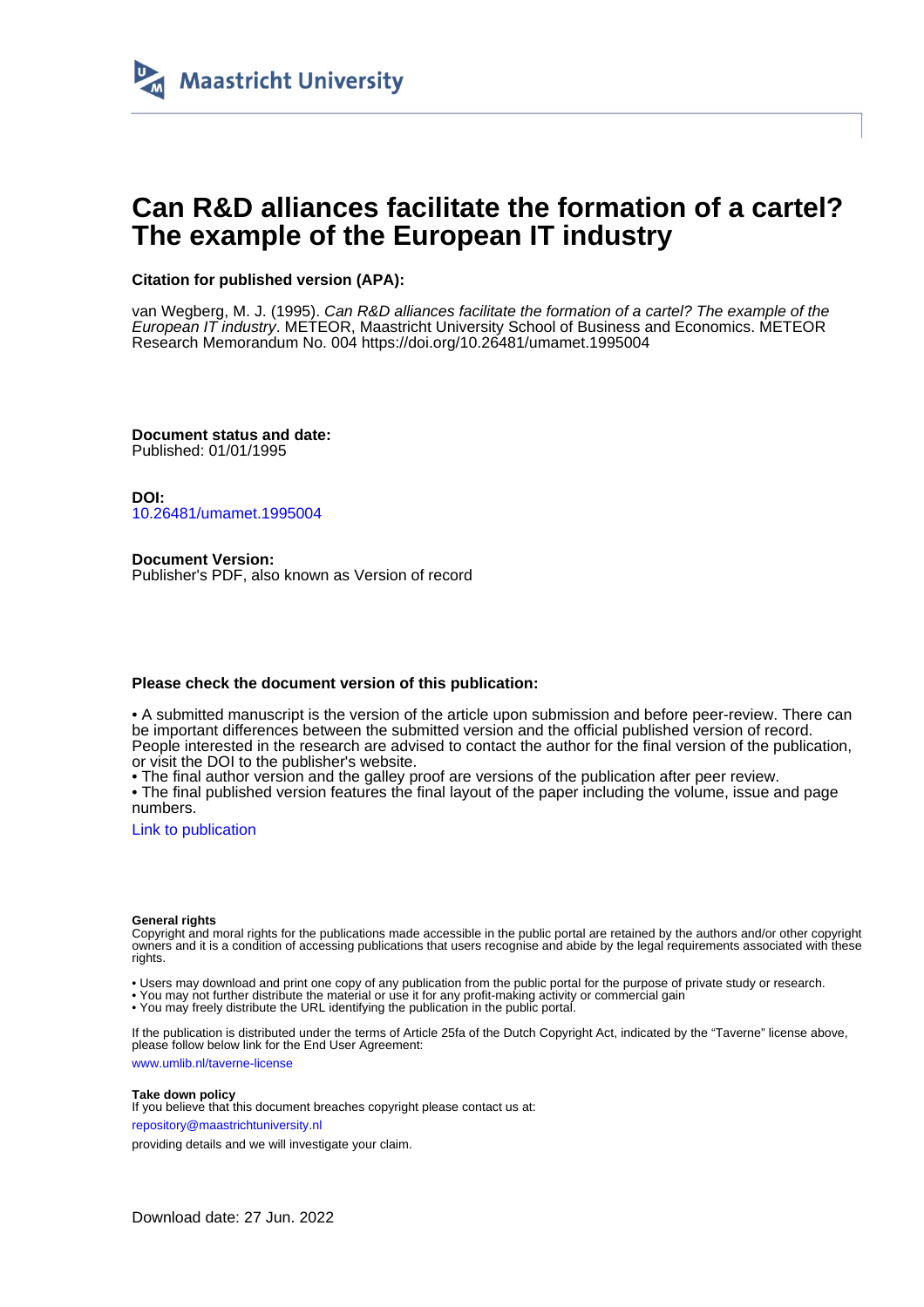Maastricht University

# Can R&D alliances facilitate the formation of a cartel? The example of the European IT industry

**Citation for published version (APA):**

van Wegberg, M. J. (1995). *Can R&D alliances facilitate the formation of a cartel? The example of the European IT industry*. METEOR, Maastricht University School of Business and Economics. METEOR Research Memorandum No. 004 https://doi.org/10.26481/umamet.1995004

**Document status and date:**
Published: 01/01/1995

**DOI:**
10.26481/umamet.1995004

**Document Version:**
Publisher's PDF, also known as Version of record

**Please check the document version of this publication:**

• A submitted manuscript is the version of the article upon submission and before peer-review. There can be important differences between the submitted version and the official published version of record. People interested in the research are advised to contact the author for the final version of the publication, or visit the DOI to the publisher's website.
• The final author version and the galley proof are versions of the publication after peer review.
• The final published version features the final layout of the paper including the volume, issue and page numbers.

Link to publication

**General rights**
Copyright and moral rights for the publications made accessible in the public portal are retained by the authors and/or other copyright owners and it is a condition of accessing publications that users recognise and abide by the legal requirements associated with these rights.

• Users may download and print one copy of any publication from the public portal for the purpose of private study or research.
• You may not further distribute the material or use it for any profit-making activity or commercial gain
• You may freely distribute the URL identifying the publication in the public portal.

If the publication is distributed under the terms of Article 25fa of the Dutch Copyright Act, indicated by the "Taverne" license above, please follow below link for the End User Agreement:

www.umlib.nl/taverne-license

**Take down policy**
If you believe that this document breaches copyright please contact us at:

repository@maastrichtuniversity.nl

providing details and we will investigate your claim.

Download date: 27 Jun. 2022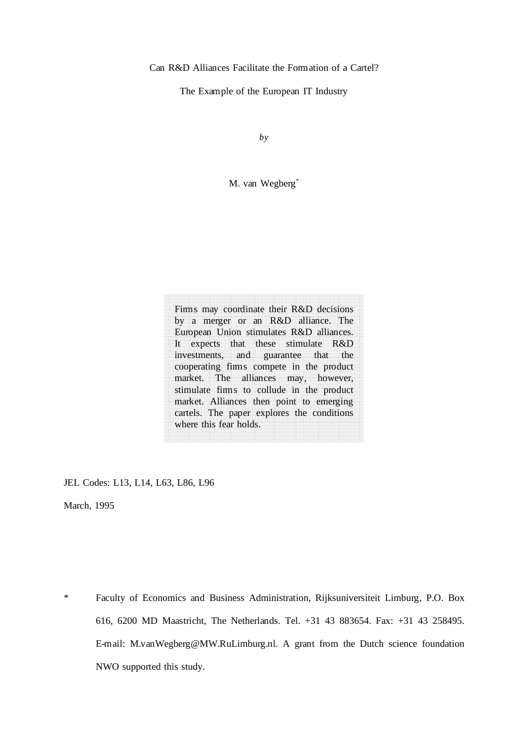Can R&D Alliances Facilitate the Formation of a Cartel?

The Example of the European IT Industry

*by*

M. van Wegberg*

> Firms may coordinate their R&D decisions by a merger or an R&D alliance. The European Union stimulates R&D alliances. It expects that these stimulate R&D investments, and guarantee that the cooperating firms compete in the product market. The alliances may, however, stimulate firms to collude in the product market. Alliances then point to emerging cartels. The paper explores the conditions where this fear holds.

JEL Codes: L13, L14, L63, L86, L96

March, 1995

\* Faculty of Economics and Business Administration, Rijksuniversiteit Limburg, P.O. Box 616, 6200 MD Maastricht, The Netherlands. Tel. +31 43 883654. Fax: +31 43 258495. E-mail: M.vanWegberg@MW.RuLimburg.nl. A grant from the Dutch science foundation NWO supported this study.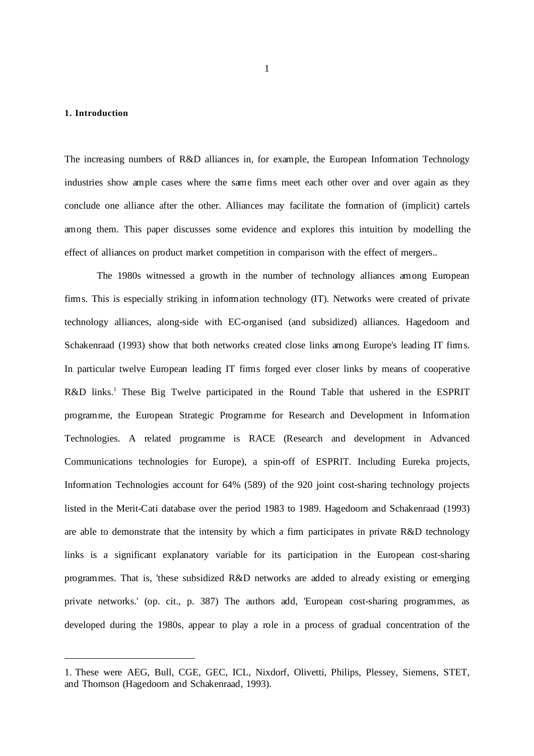## 1. Introduction

The increasing numbers of R&D alliances in, for example, the European Information Technology industries show ample cases where the same firms meet each other over and over again as they conclude one alliance after the other. Alliances may facilitate the formation of (implicit) cartels among them. This paper discusses some evidence and explores this intuition by modelling the effect of alliances on product market competition in comparison with the effect of mergers..

The 1980s witnessed a growth in the number of technology alliances among European firms. This is especially striking in information technology (IT). Networks were created of private technology alliances, along-side with EC-organised (and subsidized) alliances. Hagedoorn and Schakenraad (1993) show that both networks created close links among Europe's leading IT firms. In particular twelve European leading IT firms forged ever closer links by means of cooperative R&D links.[1] These Big Twelve participated in the Round Table that ushered in the ESPRIT programme, the European Strategic Programme for Research and Development in Information Technologies. A related programme is RACE (Research and development in Advanced Communications technologies for Europe), a spin-off of ESPRIT. Including Eureka projects, Information Technologies account for 64% (589) of the 920 joint cost-sharing technology projects listed in the Merit-Cati database over the period 1983 to 1989. Hagedoorn and Schakenraad (1993) are able to demonstrate that the intensity by which a firm participates in private R&D technology links is a significant explanatory variable for its participation in the European cost-sharing programmes. That is, 'these subsidized R&D networks are added to already existing or emerging private networks.' (op. cit., p. 387) The authors add, 'European cost-sharing programmes, as developed during the 1980s, appear to play a role in a process of gradual concentration of the

---

1. These were AEG, Bull, CGE, GEC, ICL, Nixdorf, Olivetti, Philips, Plessey, Siemens, STET, and Thomson (Hagedoorn and Schakenraad, 1993).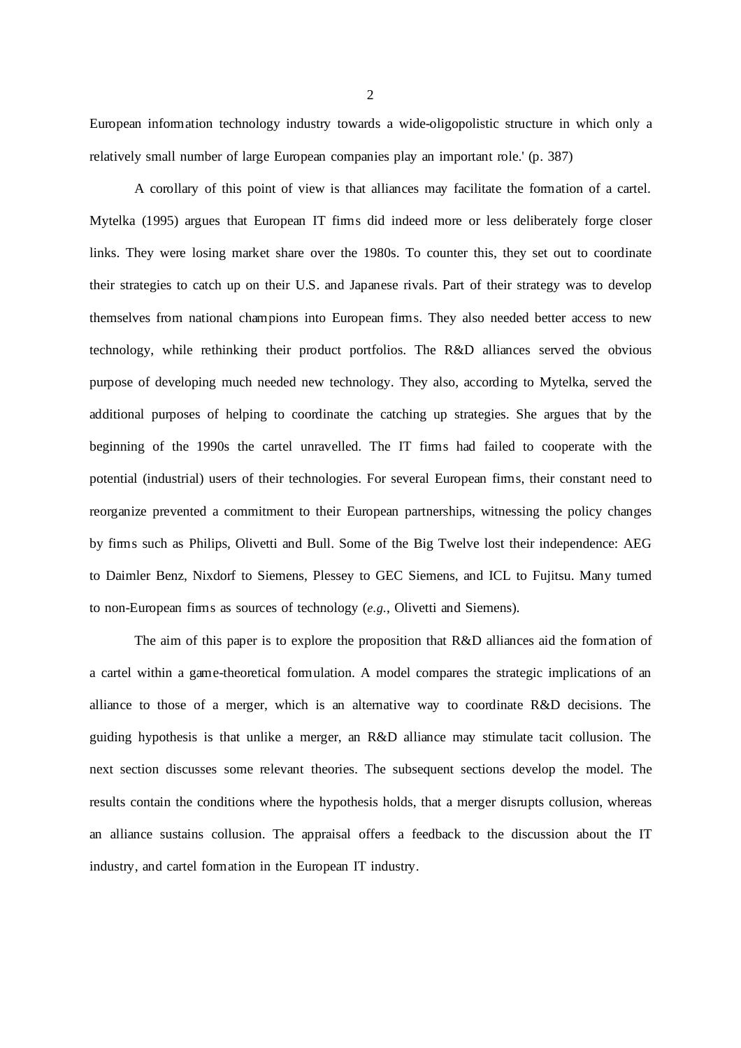European information technology industry towards a wide-oligopolistic structure in which only a relatively small number of large European companies play an important role.' (p. 387)

A corollary of this point of view is that alliances may facilitate the formation of a cartel. Mytelka (1995) argues that European IT firms did indeed more or less deliberately forge closer links. They were losing market share over the 1980s. To counter this, they set out to coordinate their strategies to catch up on their U.S. and Japanese rivals. Part of their strategy was to develop themselves from national champions into European firms. They also needed better access to new technology, while rethinking their product portfolios. The R&D alliances served the obvious purpose of developing much needed new technology. They also, according to Mytelka, served the additional purposes of helping to coordinate the catching up strategies. She argues that by the beginning of the 1990s the cartel unravelled. The IT firms had failed to cooperate with the potential (industrial) users of their technologies. For several European firms, their constant need to reorganize prevented a commitment to their European partnerships, witnessing the policy changes by firms such as Philips, Olivetti and Bull. Some of the Big Twelve lost their independence: AEG to Daimler Benz, Nixdorf to Siemens, Plessey to GEC Siemens, and ICL to Fujitsu. Many turned to non-European firms as sources of technology (*e.g.*, Olivetti and Siemens).

The aim of this paper is to explore the proposition that R&D alliances aid the formation of a cartel within a game-theoretical formulation. A model compares the strategic implications of an alliance to those of a merger, which is an alternative way to coordinate R&D decisions. The guiding hypothesis is that unlike a merger, an R&D alliance may stimulate tacit collusion. The next section discusses some relevant theories. The subsequent sections develop the model. The results contain the conditions where the hypothesis holds, that a merger disrupts collusion, whereas an alliance sustains collusion. The appraisal offers a feedback to the discussion about the IT industry, and cartel formation in the European IT industry.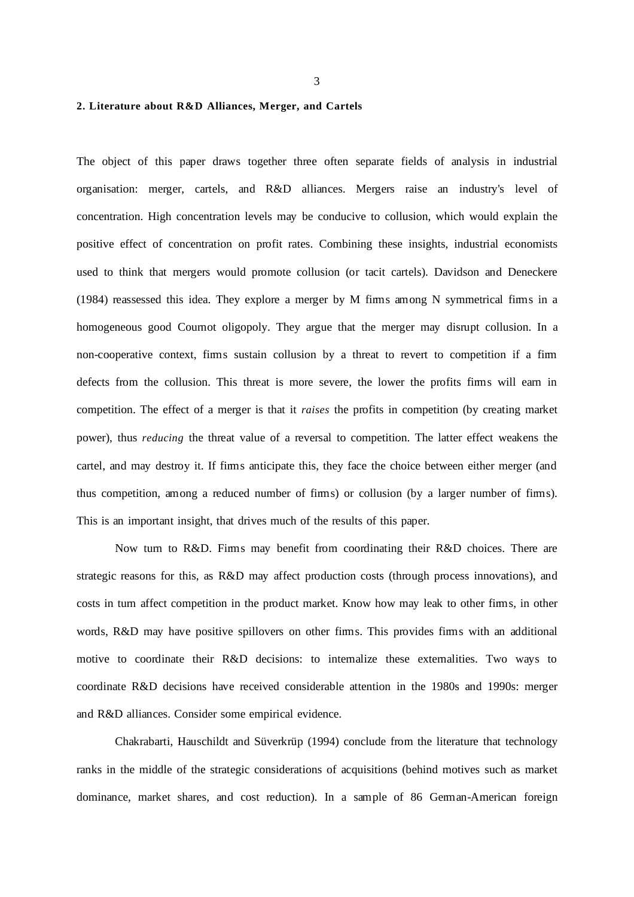## 2. Literature about R&D Alliances, Merger, and Cartels

The object of this paper draws together three often separate fields of analysis in industrial organisation: merger, cartels, and R&D alliances. Mergers raise an industry's level of concentration. High concentration levels may be conducive to collusion, which would explain the positive effect of concentration on profit rates. Combining these insights, industrial economists used to think that mergers would promote collusion (or tacit cartels). Davidson and Deneckere (1984) reassessed this idea. They explore a merger by M firms among N symmetrical firms in a homogeneous good Cournot oligopoly. They argue that the merger may disrupt collusion. In a non-cooperative context, firms sustain collusion by a threat to revert to competition if a firm defects from the collusion. This threat is more severe, the lower the profits firms will earn in competition. The effect of a merger is that it *raises* the profits in competition (by creating market power), thus *reducing* the threat value of a reversal to competition. The latter effect weakens the cartel, and may destroy it. If firms anticipate this, they face the choice between either merger (and thus competition, among a reduced number of firms) or collusion (by a larger number of firms). This is an important insight, that drives much of the results of this paper.

Now turn to R&D. Firms may benefit from coordinating their R&D choices. There are strategic reasons for this, as R&D may affect production costs (through process innovations), and costs in turn affect competition in the product market. Know how may leak to other firms, in other words, R&D may have positive spillovers on other firms. This provides firms with an additional motive to coordinate their R&D decisions: to internalize these externalities. Two ways to coordinate R&D decisions have received considerable attention in the 1980s and 1990s: merger and R&D alliances. Consider some empirical evidence.

Chakrabarti, Hauschildt and Süverkrüp (1994) conclude from the literature that technology ranks in the middle of the strategic considerations of acquisitions (behind motives such as market dominance, market shares, and cost reduction). In a sample of 86 German-American foreign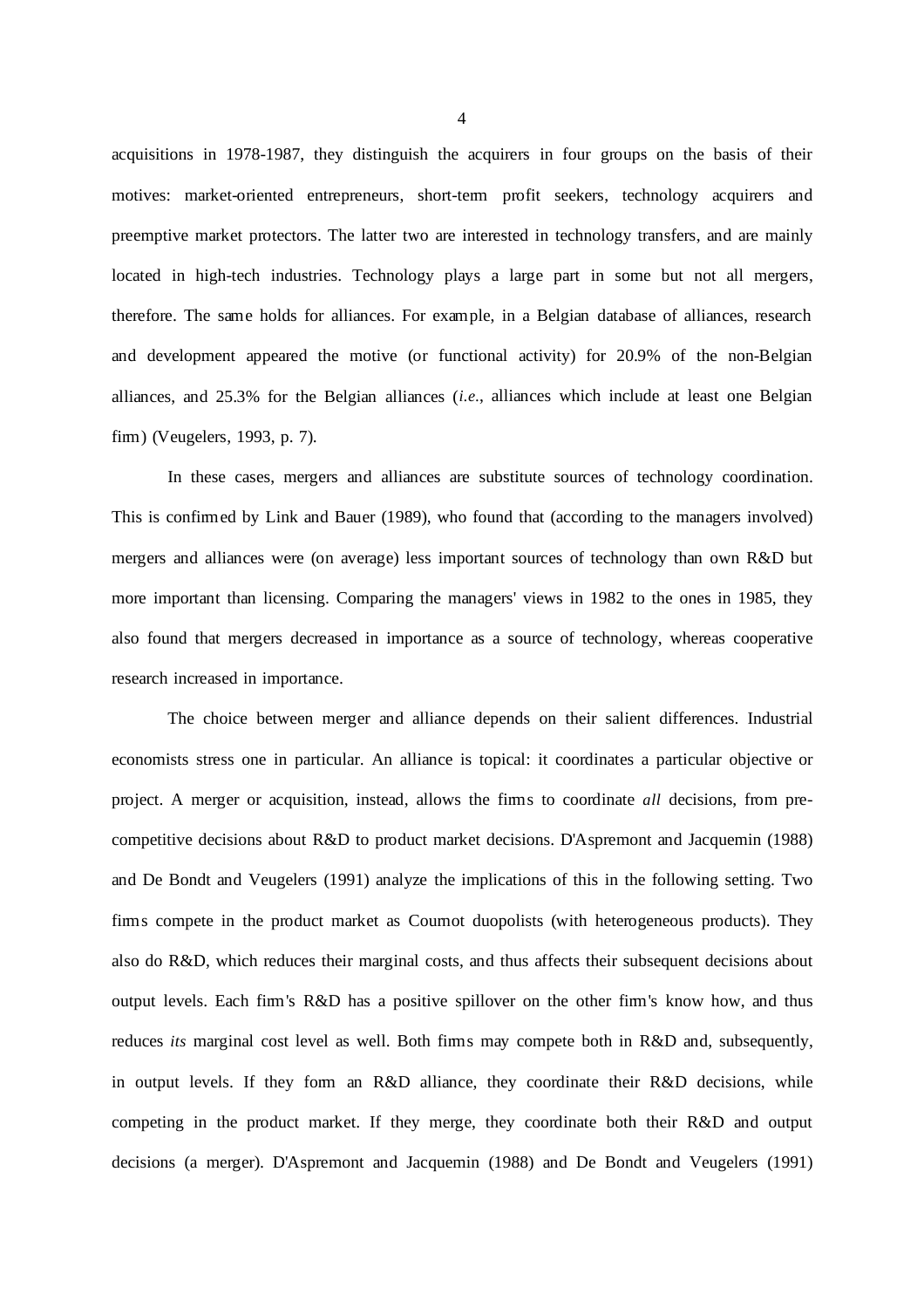acquisitions in 1978-1987, they distinguish the acquirers in four groups on the basis of their motives: market-oriented entrepreneurs, short-term profit seekers, technology acquirers and preemptive market protectors. The latter two are interested in technology transfers, and are mainly located in high-tech industries. Technology plays a large part in some but not all mergers, therefore. The same holds for alliances. For example, in a Belgian database of alliances, research and development appeared the motive (or functional activity) for 20.9% of the non-Belgian alliances, and 25.3% for the Belgian alliances (*i.e.*, alliances which include at least one Belgian firm) (Veugelers, 1993, p. 7).

In these cases, mergers and alliances are substitute sources of technology coordination. This is confirmed by Link and Bauer (1989), who found that (according to the managers involved) mergers and alliances were (on average) less important sources of technology than own R&D but more important than licensing. Comparing the managers' views in 1982 to the ones in 1985, they also found that mergers decreased in importance as a source of technology, whereas cooperative research increased in importance.

The choice between merger and alliance depends on their salient differences. Industrial economists stress one in particular. An alliance is topical: it coordinates a particular objective or project. A merger or acquisition, instead, allows the firms to coordinate *all* decisions, from pre-competitive decisions about R&D to product market decisions. D'Aspremont and Jacquemin (1988) and De Bondt and Veugelers (1991) analyze the implications of this in the following setting. Two firms compete in the product market as Cournot duopolists (with heterogeneous products). They also do R&D, which reduces their marginal costs, and thus affects their subsequent decisions about output levels. Each firm's R&D has a positive spillover on the other firm's know how, and thus reduces *its* marginal cost level as well. Both firms may compete both in R&D and, subsequently, in output levels. If they form an R&D alliance, they coordinate their R&D decisions, while competing in the product market. If they merge, they coordinate both their R&D and output decisions (a merger). D'Aspremont and Jacquemin (1988) and De Bondt and Veugelers (1991)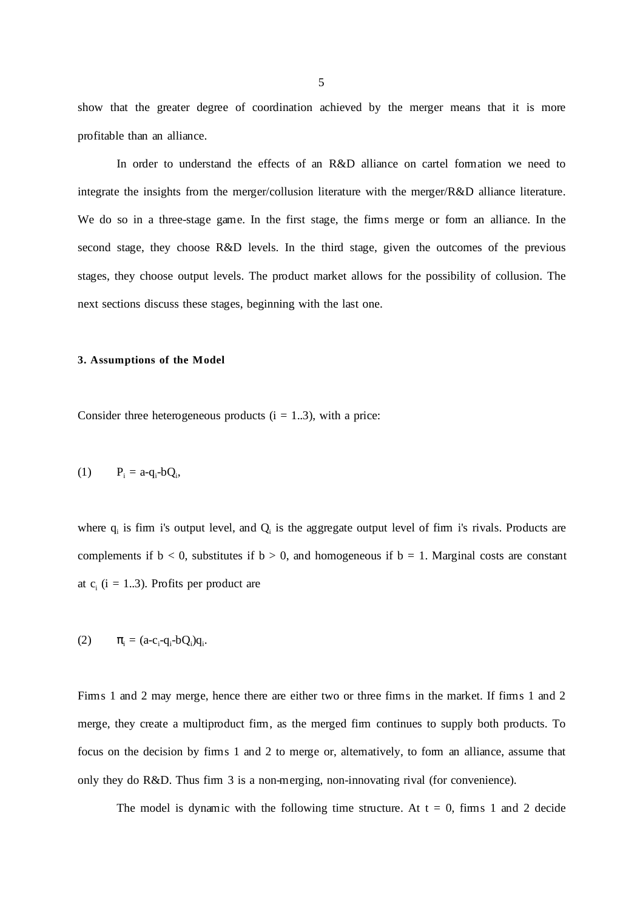show that the greater degree of coordination achieved by the merger means that it is more profitable than an alliance.

In order to understand the effects of an R&D alliance on cartel formation we need to integrate the insights from the merger/collusion literature with the merger/R&D alliance literature. We do so in a three-stage game. In the first stage, the firms merge or form an alliance. In the second stage, they choose R&D levels. In the third stage, given the outcomes of the previous stages, they choose output levels. The product market allows for the possibility of collusion. The next sections discuss these stages, beginning with the last one.

### 3. Assumptions of the Model

Consider three heterogeneous products ($i = 1..3$), with a price:

$$(1) \qquad P_i = a - q_i - bQ_i,$$

where $q_i$ is firm i's output level, and $Q_i$ is the aggregate output level of firm i's rivals. Products are complements if $b < 0$, substitutes if $b > 0$, and homogeneous if $b = 1$. Marginal costs are constant at $c_i$ ($i = 1..3$). Profits per product are

$$(2) \qquad \pi_i = (a - c_i - q_i - bQ_i)q_i.$$

Firms 1 and 2 may merge, hence there are either two or three firms in the market. If firms 1 and 2 merge, they create a multiproduct firm, as the merged firm continues to supply both products. To focus on the decision by firms 1 and 2 to merge or, alternatively, to form an alliance, assume that only they do R&D. Thus firm 3 is a non-merging, non-innovating rival (for convenience).

The model is dynamic with the following time structure. At $t = 0$, firms 1 and 2 decide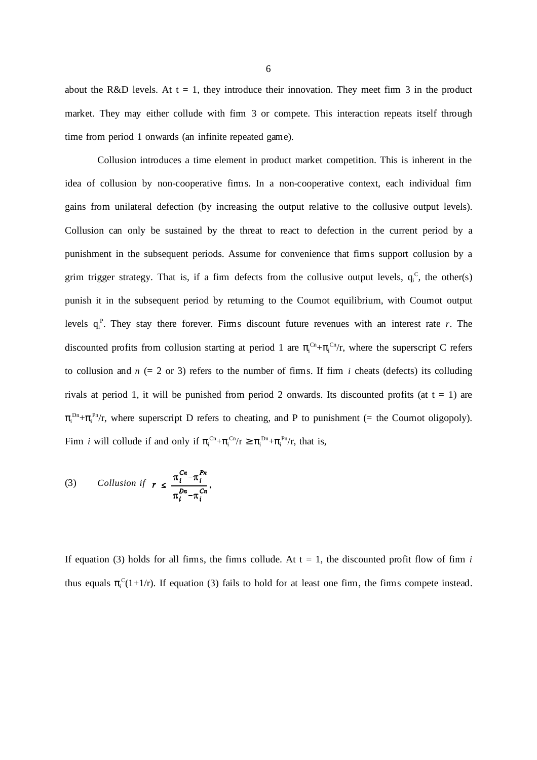about the R&D levels. At $t = 1$, they introduce their innovation. They meet firm 3 in the product market. They may either collude with firm 3 or compete. This interaction repeats itself through time from period 1 onwards (an infinite repeated game).

Collusion introduces a time element in product market competition. This is inherent in the idea of collusion by non-cooperative firms. In a non-cooperative context, each individual firm gains from unilateral defection (by increasing the output relative to the collusive output levels). Collusion can only be sustained by the threat to react to defection in the current period by a punishment in the subsequent periods. Assume for convenience that firms support collusion by a grim trigger strategy. That is, if a firm defects from the collusive output levels, $q_i^C$, the other(s) punish it in the subsequent period by returning to the Cournot equilibrium, with Cournot output levels $q_i^P$. They stay there forever. Firms discount future revenues with an interest rate $r$. The discounted profits from collusion starting at period 1 are $\pi_i^{Cn}+\pi_i^{Cn}/r$, where the superscript C refers to collusion and $n$ (= 2 or 3) refers to the number of firms. If firm $i$ cheats (defects) its colluding rivals at period 1, it will be punished from period 2 onwards. Its discounted profits (at $t = 1$) are $\pi_i^{Dn}+\pi_i^{Pn}/r$, where superscript D refers to cheating, and P to punishment (= the Cournot oligopoly). Firm $i$ will collude if and only if $\pi_i^{Cn}+\pi_i^{Cn}/r \geq \pi_i^{Dn}+\pi_i^{Pn}/r$, that is,

$$\text{(3)} \qquad \textit{Collusion if} \quad r \leq \frac{\pi_i^{Cn}-\pi_i^{Pn}}{\pi_i^{Dn}-\pi_i^{Cn}}.$$

If equation (3) holds for all firms, the firms collude. At $t = 1$, the discounted profit flow of firm $i$ thus equals $\pi_i^C(1+1/r)$. If equation (3) fails to hold for at least one firm, the firms compete instead.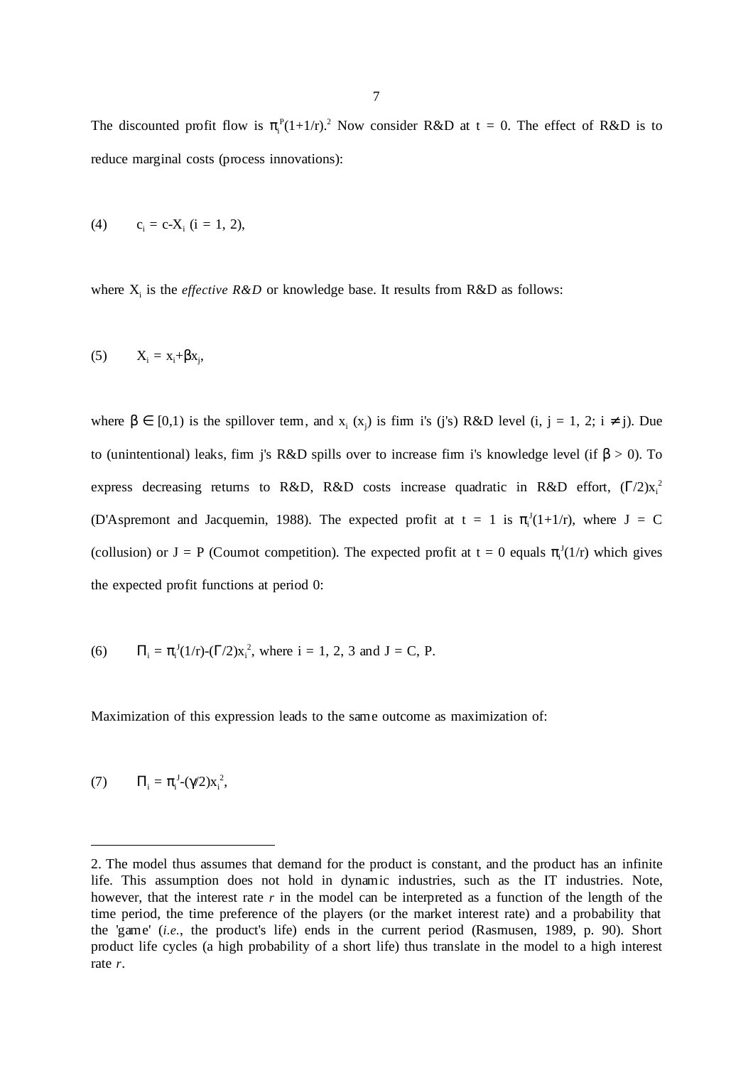The discounted profit flow is $\pi_i^P(1+1/r)$.[2] Now consider R&D at t = 0. The effect of R&D is to reduce marginal costs (process innovations):

$$(4) \qquad c_i = c - X_i \ (i = 1, 2),$$

where $X_i$ is the *effective R&D* or knowledge base. It results from R&D as follows:

$$(5) \qquad X_i = x_i + \beta x_j,$$

where $\beta \in [0,1)$ is the spillover term, and $x_i$ ($x_j$) is firm i's (j's) R&D level (i, j = 1, 2; $i \neq j$). Due to (unintentional) leaks, firm j's R&D spills over to increase firm i's knowledge level (if $\beta > 0$). To express decreasing returns to R&D, R&D costs increase quadratic in R&D effort, $(\Gamma/2)x_i^2$ (D'Aspremont and Jacquemin, 1988). The expected profit at t = 1 is $\pi_i^J(1+1/r)$, where J = C (collusion) or J = P (Cournot competition). The expected profit at t = 0 equals $\pi_i^J(1/r)$ which gives the expected profit functions at period 0:

$$(6) \qquad \Pi_i = \pi_i^J(1/r) - (\Gamma/2)x_i^2, \text{ where } i = 1, 2, 3 \text{ and } J = C, P.$$

Maximization of this expression leads to the same outcome as maximization of:

$$(7) \qquad \Pi_i = \pi_i^J - (\gamma/2)x_i^2,$$

---

2. The model thus assumes that demand for the product is constant, and the product has an infinite life. This assumption does not hold in dynamic industries, such as the IT industries. Note, however, that the interest rate *r* in the model can be interpreted as a function of the length of the time period, the time preference of the players (or the market interest rate) and a probability that the 'game' (*i.e.*, the product's life) ends in the current period (Rasmusen, 1989, p. 90). Short product life cycles (a high probability of a short life) thus translate in the model to a high interest rate *r*.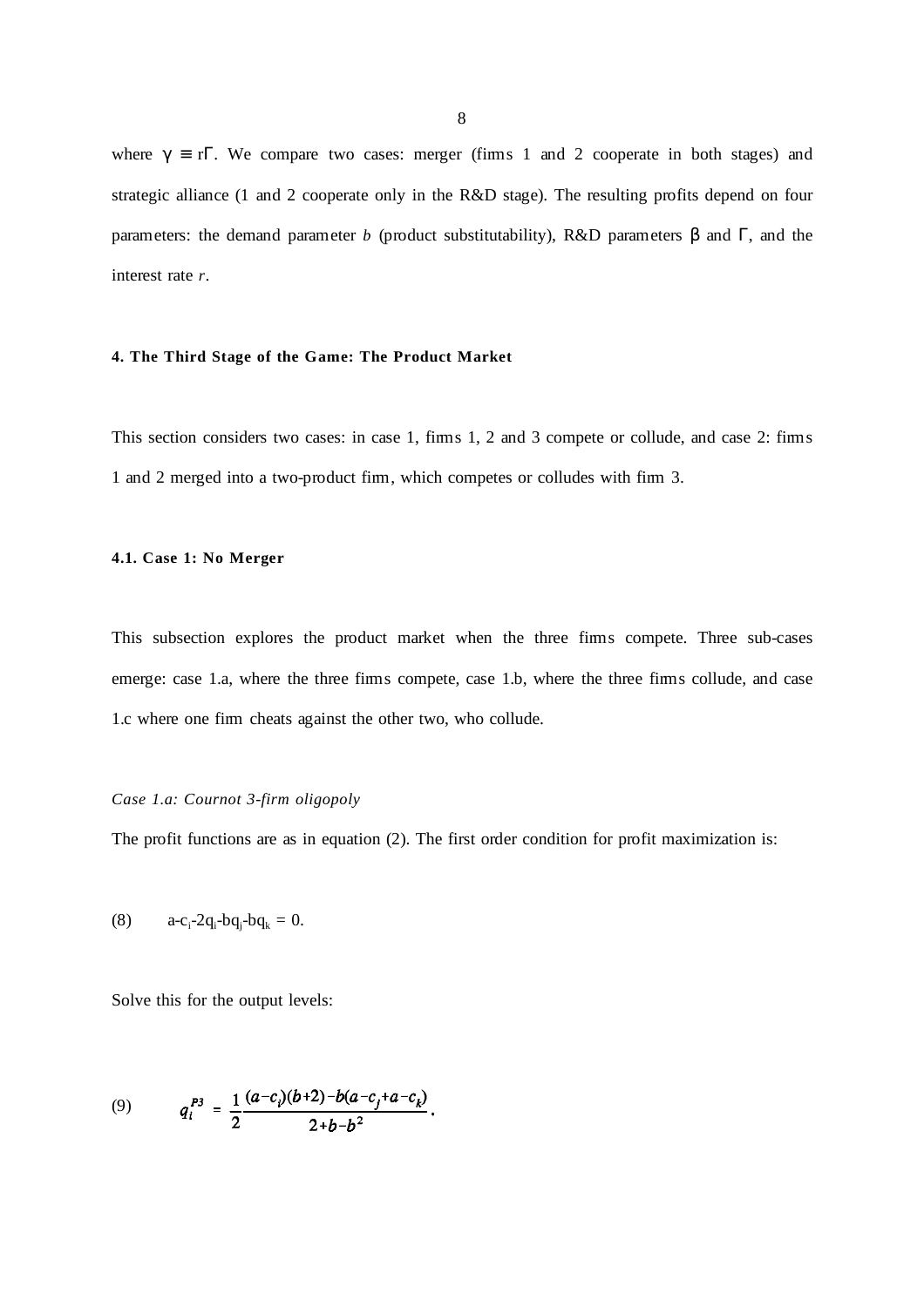where $\gamma \equiv r\Gamma$. We compare two cases: merger (firms 1 and 2 cooperate in both stages) and strategic alliance (1 and 2 cooperate only in the R&D stage). The resulting profits depend on four parameters: the demand parameter $b$ (product substitutability), R&D parameters $\beta$ and $\Gamma$, and the interest rate $r$.

#### 4. The Third Stage of the Game: The Product Market

This section considers two cases: in case 1, firms 1, 2 and 3 compete or collude, and case 2: firms 1 and 2 merged into a two-product firm, which competes or colludes with firm 3.

#### 4.1. Case 1: No Merger

This subsection explores the product market when the three firms compete. Three sub-cases emerge: case 1.a, where the three firms compete, case 1.b, where the three firms collude, and case 1.c where one firm cheats against the other two, who collude.

*Case 1.a: Cournot 3-firm oligopoly*

The profit functions are as in equation (2). The first order condition for profit maximization is:

$$(8) \qquad a-c_i-2q_i-bq_j-bq_k = 0.$$

Solve this for the output levels:

$$(9) \qquad q_i^{P3} = \frac{1}{2}\frac{(a-c_i)(b+2)-b(a-c_j+a-c_k)}{2+b-b^2}.$$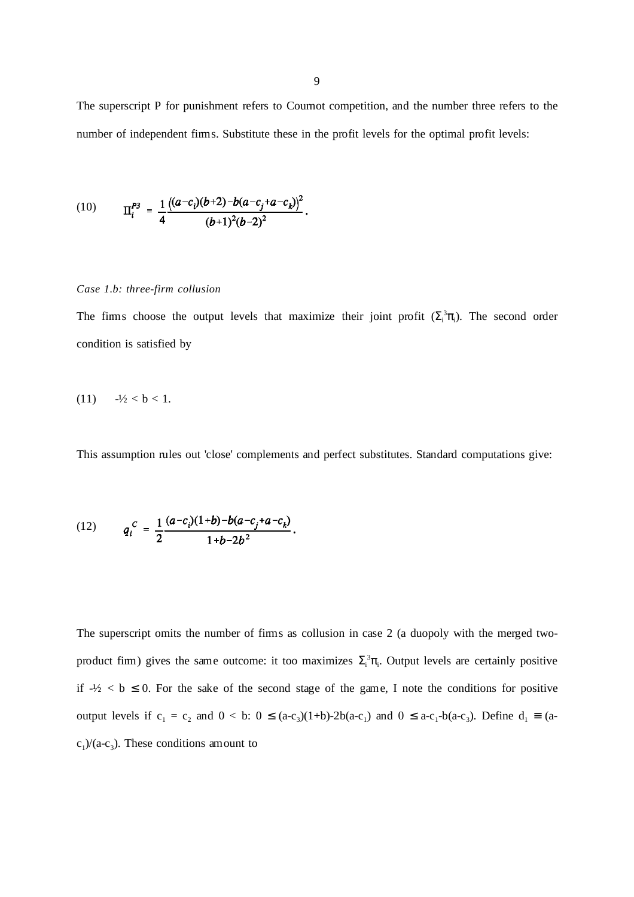The superscript P for punishment refers to Cournot competition, and the number three refers to the number of independent firms. Substitute these in the profit levels for the optimal profit levels:

$$\Pi_i^{P3} = \frac{1}{4}\frac{\left((a-c_i)(b+2)-b(a-c_j+a-c_k)\right)^2}{(b+1)^2(b-2)^2}. \tag{10}$$

*Case 1.b: three-firm collusion*

The firms choose the output levels that maximize their joint profit ($\Sigma_i^3\pi_i$). The second order condition is satisfied by

$$-\tfrac{1}{2} < b < 1. \tag{11}$$

This assumption rules out 'close' complements and perfect substitutes. Standard computations give:

$$q_i^C = \frac{1}{2}\frac{(a-c_i)(1+b)-b(a-c_j+a-c_k)}{1+b-2b^2}. \tag{12}$$

The superscript omits the number of firms as collusion in case 2 (a duopoly with the merged two-product firm) gives the same outcome: it too maximizes $\Sigma_i^3\pi_i$. Output levels are certainly positive if $-\frac{1}{2} < b \leq 0$. For the sake of the second stage of the game, I note the conditions for positive output levels if $c_1 = c_2$ and $0 < b$: $0 \leq (a-c_3)(1+b)-2b(a-c_1)$ and $0 \leq a-c_1-b(a-c_3)$. Define $d_1 \equiv (a-c_1)/(a-c_3)$. These conditions amount to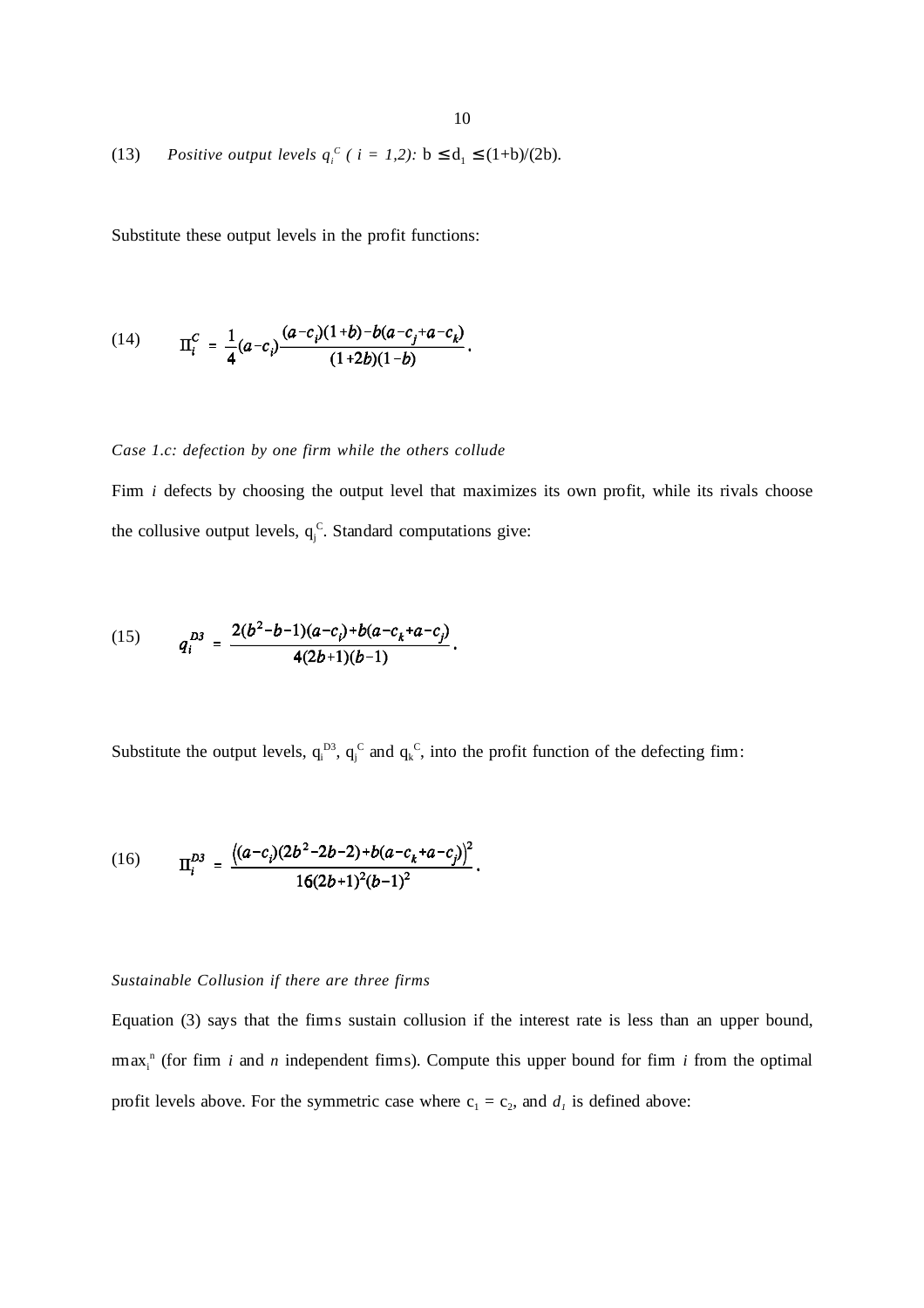(13) *Positive output levels $q_i^C$ ( $i = 1,2$):* $b \le d_1 \le (1+b)/(2b)$.

Substitute these output levels in the profit functions:

$$\text{(14)} \qquad \Pi_i^C = \frac{1}{4}(a-c_i)\frac{(a-c_i)(1+b)-b(a-c_j+a-c_k)}{(1+2b)(1-b)}.$$

*Case 1.c: defection by one firm while the others collude*

Firm *i* defects by choosing the output level that maximizes its own profit, while its rivals choose the collusive output levels, $q_j^C$. Standard computations give:

$$\text{(15)} \qquad q_i^{D3} = \frac{2(b^2-b-1)(a-c_i)+b(a-c_k+a-c_j)}{4(2b+1)(b-1)}.$$

Substitute the output levels, $q_i^{D3}$, $q_j^C$ and $q_k^C$, into the profit function of the defecting firm:

$$\text{(16)} \qquad \Pi_i^{D3} = \frac{\left((a-c_i)(2b^2-2b-2)+b(a-c_k+a-c_j)\right)^2}{16(2b+1)^2(b-1)^2}.$$

*Sustainable Collusion if there are three firms*

Equation (3) says that the firms sustain collusion if the interest rate is less than an upper bound, $rmax_i^n$ (for firm *i* and *n* independent firms). Compute this upper bound for firm *i* from the optimal profit levels above. For the symmetric case where $c_1 = c_2$, and $d_1$ is defined above: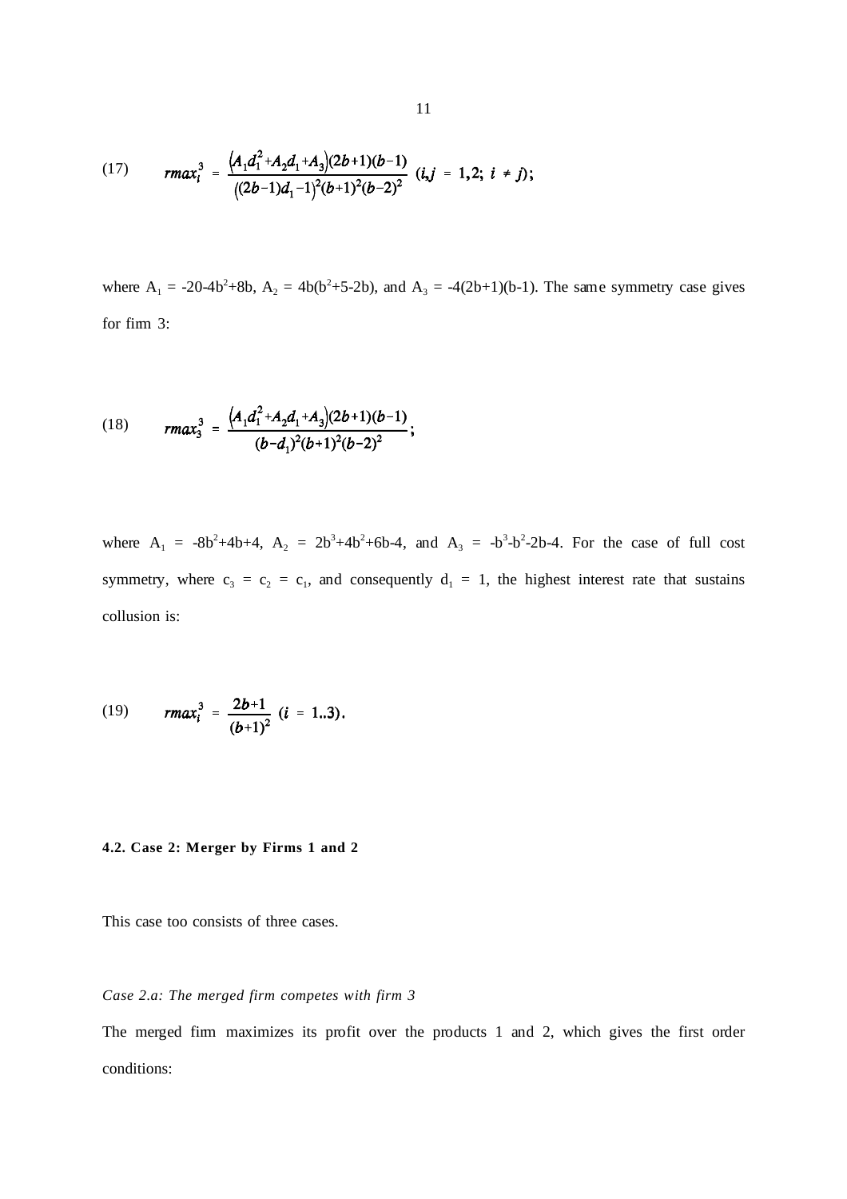$$rmax_i^3 = \frac{\left(A_1 d_1^2 + A_2 d_1 + A_3\right)(2b+1)(b-1)}{\left((2b-1)d_1 - 1\right)^2 (b+1)^2 (b-2)^2} \;\; (i,j = 1,2;\; i \neq j); \tag{17}$$

where $A_1 = -20-4b^2+8b$, $A_2 = 4b(b^2+5-2b)$, and $A_3 = -4(2b+1)(b-1)$. The same symmetry case gives for firm 3:

$$rmax_3^3 = \frac{\left(A_1 d_1^2 + A_2 d_1 + A_3\right)(2b+1)(b-1)}{(b-d_1)^2 (b+1)^2 (b-2)^2}; \tag{18}$$

where $A_1 = -8b^2+4b+4$, $A_2 = 2b^3+4b^2+6b-4$, and $A_3 = -b^3-b^2-2b-4$. For the case of full cost symmetry, where $c_3 = c_2 = c_1$, and consequently $d_1 = 1$, the highest interest rate that sustains collusion is:

$$rmax_i^3 = \frac{2b+1}{(b+1)^2} \;\; (i = 1..3). \tag{19}$$

#### 4.2. Case 2: Merger by Firms 1 and 2

This case too consists of three cases.

*Case 2.a: The merged firm competes with firm 3*

The merged firm maximizes its profit over the products 1 and 2, which gives the first order conditions: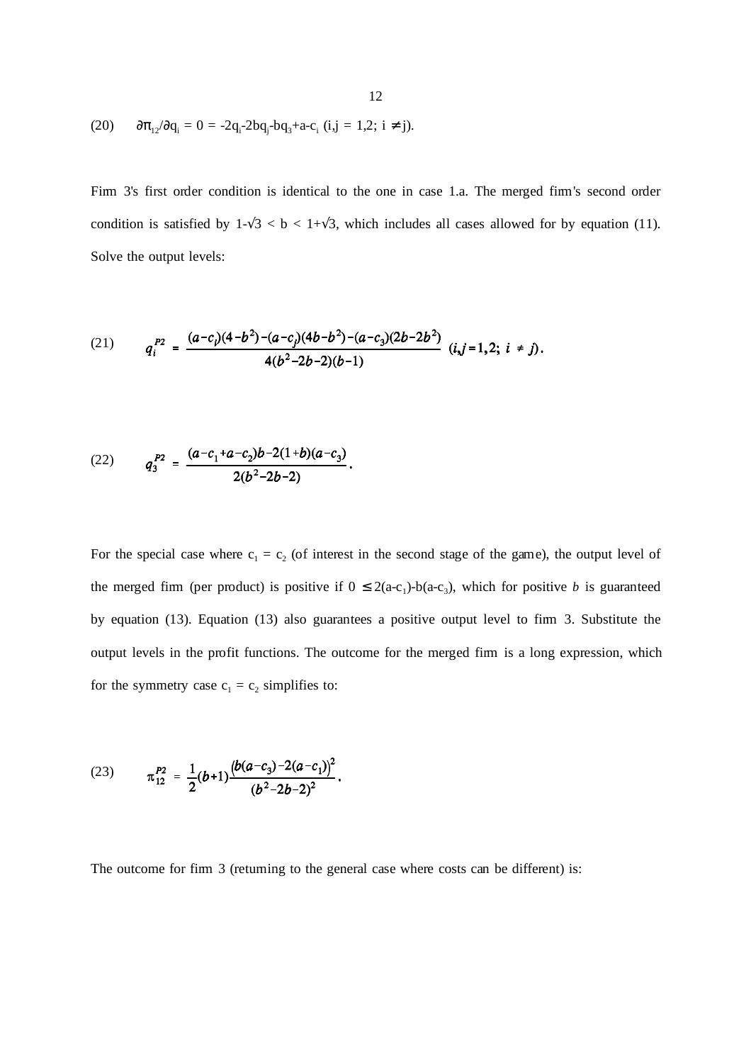(20) $\quad \partial\pi_{12}/\partial q_i = 0 = -2q_i - 2bq_j - bq_3 + a - c_i$ $(i,j = 1,2;\ i \neq j)$.

Firm 3's first order condition is identical to the one in case 1.a. The merged firm's second order condition is satisfied by $1-\sqrt{3} < b < 1+\sqrt{3}$, which includes all cases allowed for by equation (11). Solve the output levels:

$$q_i^{P2} = \frac{(a-c_i)(4-b^2)-(a-c_j)(4b-b^2)-(a-c_3)(2b-2b^2)}{4(b^2-2b-2)(b-1)} \quad (i,j=1,2;\ i \neq j). \tag{21}$$

$$q_3^{P2} = \frac{(a-c_1+a-c_2)b-2(1+b)(a-c_3)}{2(b^2-2b-2)}. \tag{22}$$

For the special case where $c_1 = c_2$ (of interest in the second stage of the game), the output level of the merged firm (per product) is positive if $0 \leq 2(a-c_1)-b(a-c_3)$, which for positive *b* is guaranteed by equation (13). Equation (13) also guarantees a positive output level to firm 3. Substitute the output levels in the profit functions. The outcome for the merged firm is a long expression, which for the symmetry case $c_1 = c_2$ simplifies to:

$$\pi_{12}^{P2} = \frac{1}{2}(b+1)\frac{\left(b(a-c_3)-2(a-c_1)\right)^2}{(b^2-2b-2)^2}. \tag{23}$$

The outcome for firm 3 (returning to the general case where costs can be different) is: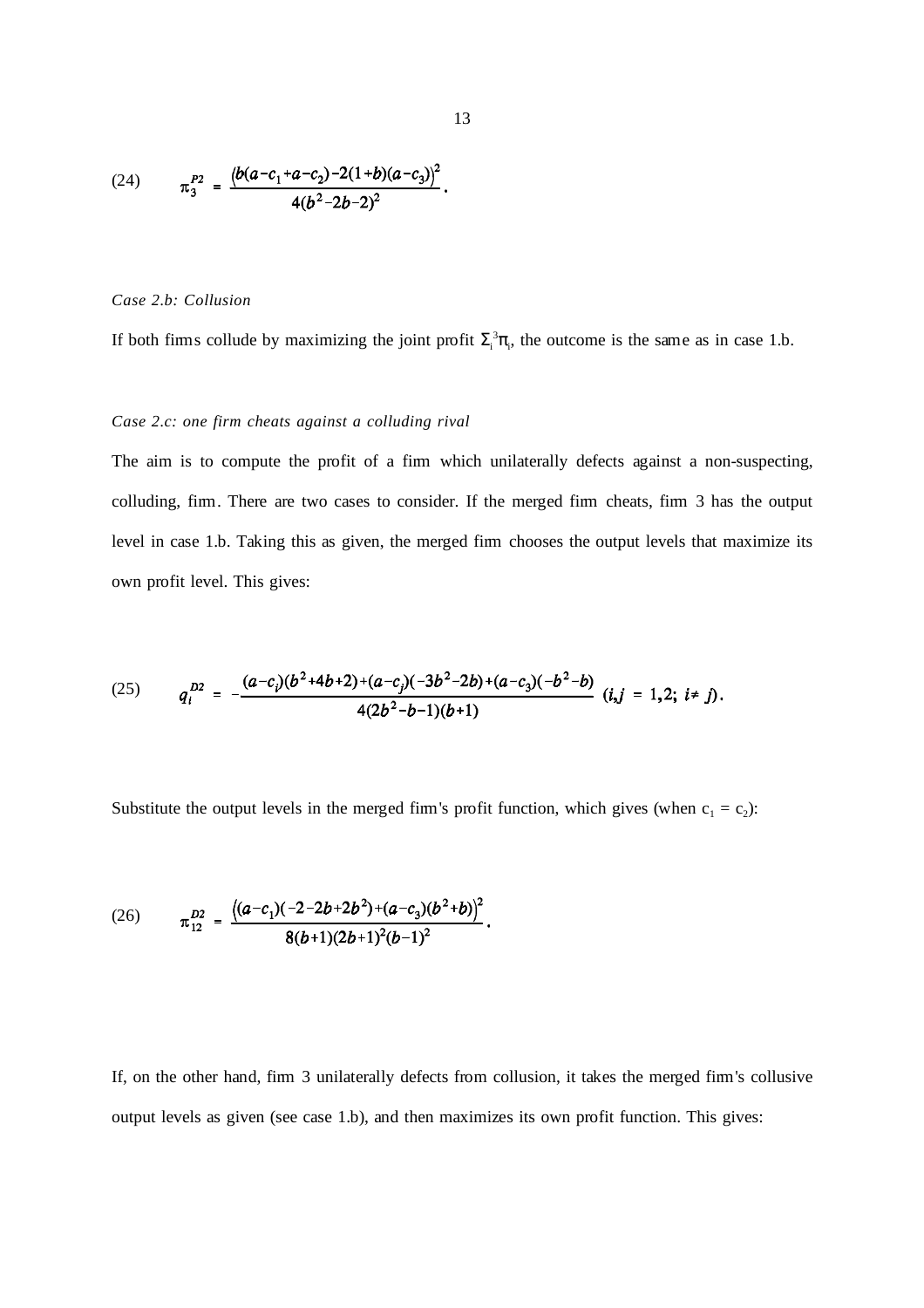$$(24) \qquad \pi_3^{P2} = \frac{\left(b(a-c_1+a-c_2)-2(1+b)(a-c_3)\right)^2}{4(b^2-2b-2)^2}.$$

*Case 2.b: Collusion*

If both firms collude by maximizing the joint profit $\Sigma_i^3\pi_i$, the outcome is the same as in case 1.b.

*Case 2.c: one firm cheats against a colluding rival*

The aim is to compute the profit of a firm which unilaterally defects against a non-suspecting, colluding, firm. There are two cases to consider. If the merged firm cheats, firm 3 has the output level in case 1.b. Taking this as given, the merged firm chooses the output levels that maximize its own profit level. This gives:

$$(25) \qquad q_i^{D2} = -\frac{(a-c_i)(b^2+4b+2)+(a-c_j)(-3b^2-2b)+(a-c_3)(-b^2-b)}{4(2b^2-b-1)(b+1)} \;\; (i,j = 1,2;\; i \neq j).$$

Substitute the output levels in the merged firm's profit function, which gives (when $c_1 = c_2$):

$$(26) \qquad \pi_{12}^{D2} = \frac{\left((a-c_1)(-2-2b+2b^2)+(a-c_3)(b^2+b)\right)^2}{8(b+1)(2b+1)^2(b-1)^2}.$$

If, on the other hand, firm 3 unilaterally defects from collusion, it takes the merged firm's collusive output levels as given (see case 1.b), and then maximizes its own profit function. This gives: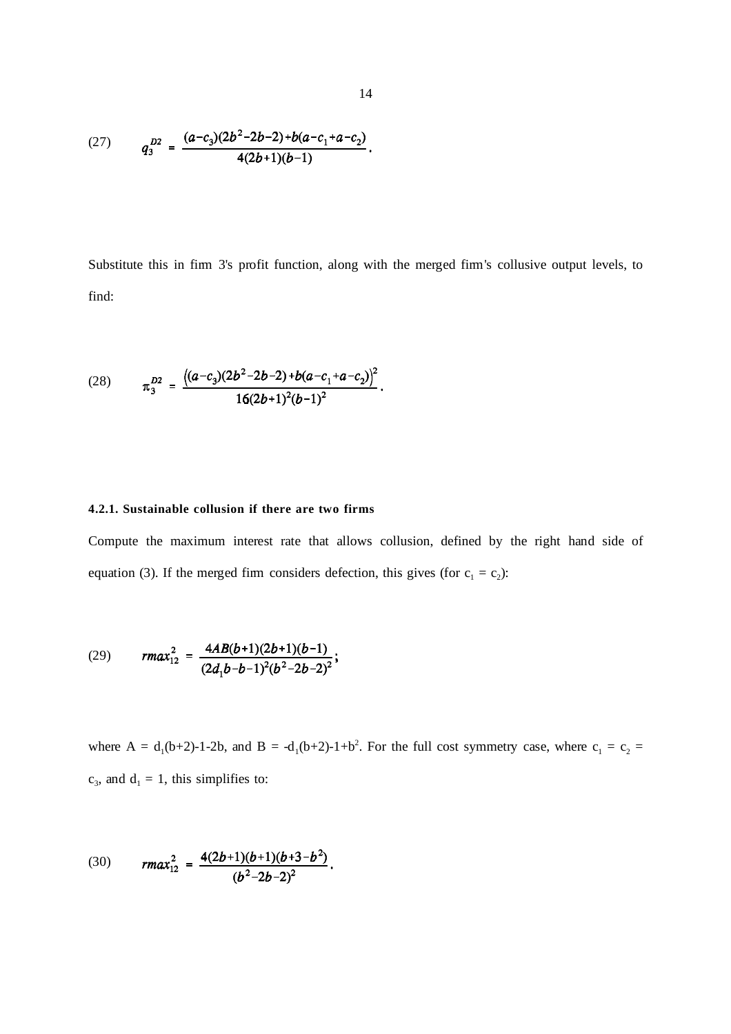$$(27) \qquad q_3^{D2} = \frac{(a-c_3)(2b^2-2b-2)+b(a-c_1+a-c_2)}{4(2b+1)(b-1)}.$$

Substitute this in firm 3's profit function, along with the merged firm's collusive output levels, to find:

$$(28) \qquad \pi_3^{D2} = \frac{\left((a-c_3)(2b^2-2b-2)+b(a-c_1+a-c_2)\right)^2}{16(2b+1)^2(b-1)^2}.$$

#### 4.2.1. Sustainable collusion if there are two firms

Compute the maximum interest rate that allows collusion, defined by the right hand side of equation (3). If the merged firm considers defection, this gives (for $c_1 = c_2$):

$$(29) \qquad rmax_{12}^2 = \frac{4AB(b+1)(2b+1)(b-1)}{(2d_1b-b-1)^2(b^2-2b-2)^2};$$

where $A = d_1(b+2)-1-2b$, and $B = -d_1(b+2)-1+b^2$. For the full cost symmetry case, where $c_1 = c_2 = c_3$, and $d_1 = 1$, this simplifies to:

$$(30) \qquad rmax_{12}^2 = \frac{4(2b+1)(b+1)(b+3-b^2)}{(b^2-2b-2)^2}.$$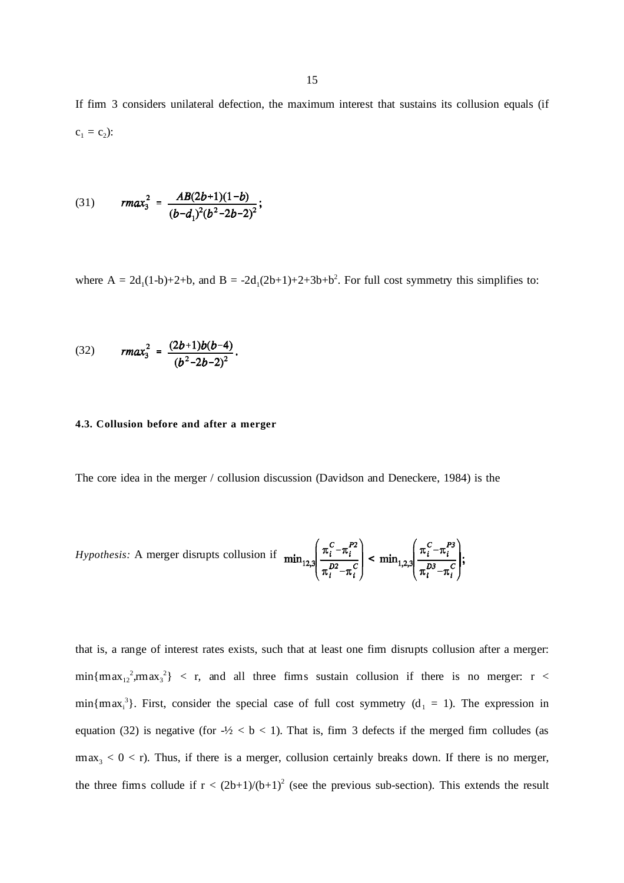If firm 3 considers unilateral defection, the maximum interest that sustains its collusion equals (if $c_1 = c_2$):

$$(31) \qquad rmax_3^2 = \frac{AB(2b+1)(1-b)}{(b-d_1)^2(b^2-2b-2)^2};$$

where $A = 2d_1(1-b)+2+b$, and $B = -2d_1(2b+1)+2+3b+b^2$. For full cost symmetry this simplifies to:

$$(32) \qquad rmax_3^2 = \frac{(2b+1)b(b-4)}{(b^2-2b-2)^2}.$$

#### 4.3. Collusion before and after a merger

The core idea in the merger / collusion discussion (Davidson and Deneckere, 1984) is the

*Hypothesis:* A merger disrupts collusion if $\min_{12,3}\left(\frac{\pi_i^C - \pi_i^{P2}}{\pi_i^{D2} - \pi_i^C}\right) < \min_{1,2,3}\left(\frac{\pi_i^C - \pi_i^{P3}}{\pi_i^{D3} - \pi_i^C}\right);$

that is, a range of interest rates exists, such that at least one firm disrupts collusion after a merger: $\min\{rmax_{12}^2, rmax_3^2\} < r$, and all three firms sustain collusion if there is no merger: $r < \min\{rmax_i^3\}$. First, consider the special case of full cost symmetry ($d_1 = 1$). The expression in equation (32) is negative (for $-\frac{1}{2} < b < 1$). That is, firm 3 defects if the merged firm colludes (as $rmax_3 < 0 < r$). Thus, if there is a merger, collusion certainly breaks down. If there is no merger, the three firms collude if $r < (2b+1)/(b+1)^2$ (see the previous sub-section). This extends the result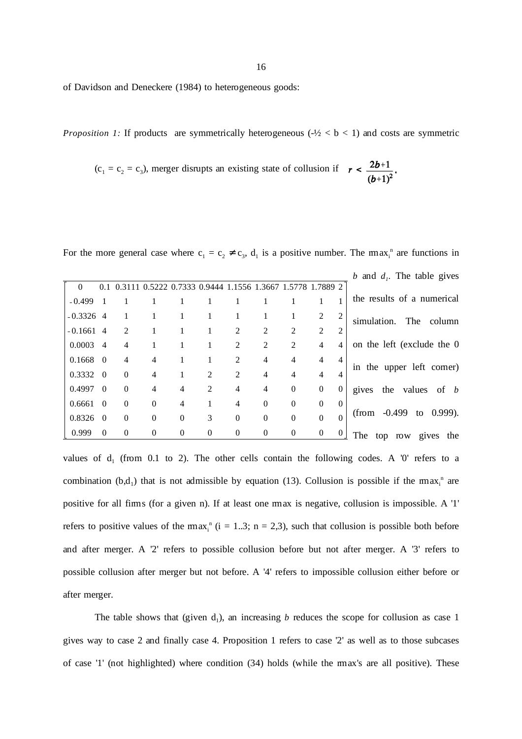of Davidson and Deneckere (1984) to heterogeneous goods:

*Proposition 1:* If products are symmetrically heterogeneous ($-\frac{1}{2} < b < 1$) and costs are symmetric ($c_1 = c_2 = c_3$), merger disrupts an existing state of collusion if $r < \frac{2b+1}{(b+1)^2}$.

For the more general case where $c_1 = c_2 \neq c_3$, $d_1$ is a positive number. The $rmax_i^n$ are functions in $b$ and $d_1$. The table gives the results of a numerical simulation. The column on the left (exclude the 0 in the upper left corner) gives the values of $b$ (from -0.499 to 0.999). The top row gives the values of $d_1$ (from 0.1 to 2). The other cells contain the following codes. A '0' refers to a combination $(b,d_1)$ that is not admissible by equation (13). Collusion is possible if the $rmax_i^n$ are positive for all firms (for a given n). If at least one rmax is negative, collusion is impossible. A '1' refers to positive values of the $rmax_i^n$ ($i = 1..3$; $n = 2,3$), such that collusion is possible both before and after merger. A '2' refers to possible collusion before but not after merger. A '3' refers to possible collusion after merger but not before. A '4' refers to impossible collusion either before or after merger.

| 0 | 0.1 | 0.3111 | 0.5222 | 0.7333 | 0.9444 | 1.1556 | 1.3667 | 1.5778 | 1.7889 | 2 |
|---|---|---|---|---|---|---|---|---|---|---|
| -0.499 | 1 | 1 | 1 | 1 | 1 | 1 | 1 | 1 | 1 | 1 |
| -0.3326 | 4 | 1 | 1 | 1 | 1 | 1 | 1 | 1 | 2 | 2 |
| -0.1661 | 4 | 2 | 1 | 1 | 1 | 2 | 2 | 2 | 2 | 2 |
| 0.0003 | 4 | 4 | 1 | 1 | 1 | 2 | 2 | 2 | 4 | 4 |
| 0.1668 | 0 | 4 | 4 | 1 | 1 | 2 | 4 | 4 | 4 | 4 |
| 0.3332 | 0 | 0 | 4 | 1 | 2 | 2 | 4 | 4 | 4 | 4 |
| 0.4997 | 0 | 0 | 4 | 4 | 2 | 4 | 4 | 0 | 0 | 0 |
| 0.6661 | 0 | 0 | 0 | 4 | 1 | 4 | 0 | 0 | 0 | 0 |
| 0.8326 | 0 | 0 | 0 | 0 | 3 | 0 | 0 | 0 | 0 | 0 |
| 0.999 | 0 | 0 | 0 | 0 | 0 | 0 | 0 | 0 | 0 | 0 |

The table shows that (given $d_1$), an increasing $b$ reduces the scope for collusion as case 1 gives way to case 2 and finally case 4. Proposition 1 refers to case '2' as well as to those subcases of case '1' (not highlighted) where condition (34) holds (while the rmax's are all positive). These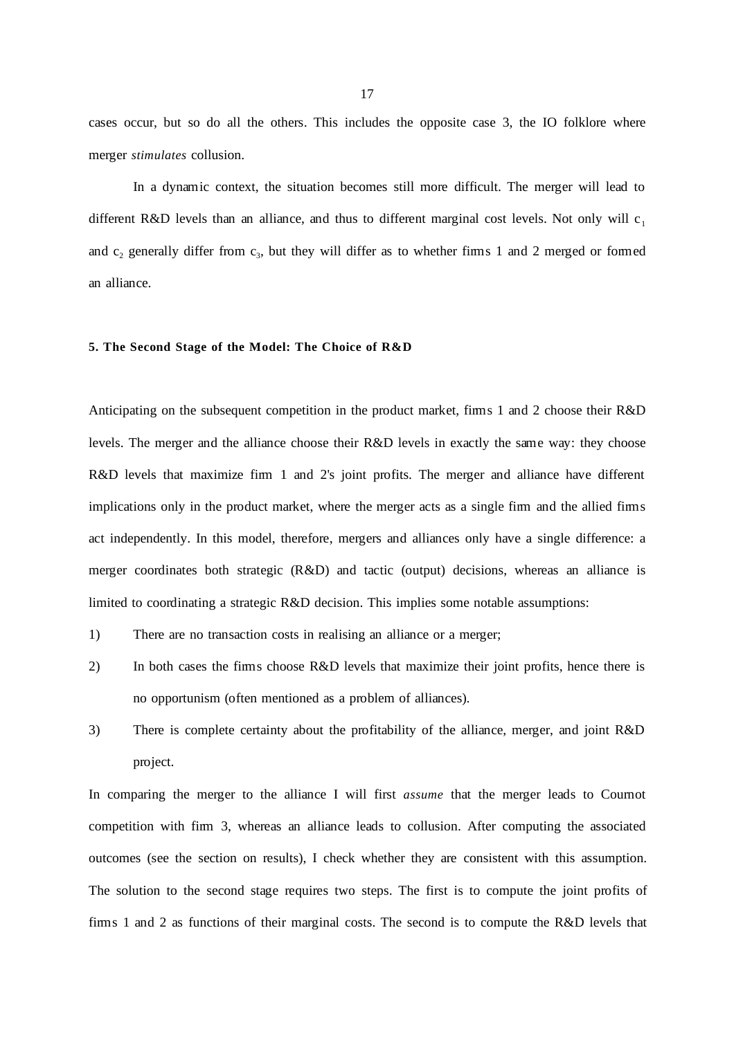cases occur, but so do all the others. This includes the opposite case 3, the IO folklore where merger *stimulates* collusion.

In a dynamic context, the situation becomes still more difficult. The merger will lead to different R&D levels than an alliance, and thus to different marginal cost levels. Not only will $c_1$ and $c_2$ generally differ from $c_3$, but they will differ as to whether firms 1 and 2 merged or formed an alliance.

### 5. The Second Stage of the Model: The Choice of R&D

Anticipating on the subsequent competition in the product market, firms 1 and 2 choose their R&D levels. The merger and the alliance choose their R&D levels in exactly the same way: they choose R&D levels that maximize firm 1 and 2's joint profits. The merger and alliance have different implications only in the product market, where the merger acts as a single firm and the allied firms act independently. In this model, therefore, mergers and alliances only have a single difference: a merger coordinates both strategic (R&D) and tactic (output) decisions, whereas an alliance is limited to coordinating a strategic R&D decision. This implies some notable assumptions:

1) There are no transaction costs in realising an alliance or a merger;
2) In both cases the firms choose R&D levels that maximize their joint profits, hence there is no opportunism (often mentioned as a problem of alliances).
3) There is complete certainty about the profitability of the alliance, merger, and joint R&D project.

In comparing the merger to the alliance I will first *assume* that the merger leads to Cournot competition with firm 3, whereas an alliance leads to collusion. After computing the associated outcomes (see the section on results), I check whether they are consistent with this assumption. The solution to the second stage requires two steps. The first is to compute the joint profits of firms 1 and 2 as functions of their marginal costs. The second is to compute the R&D levels that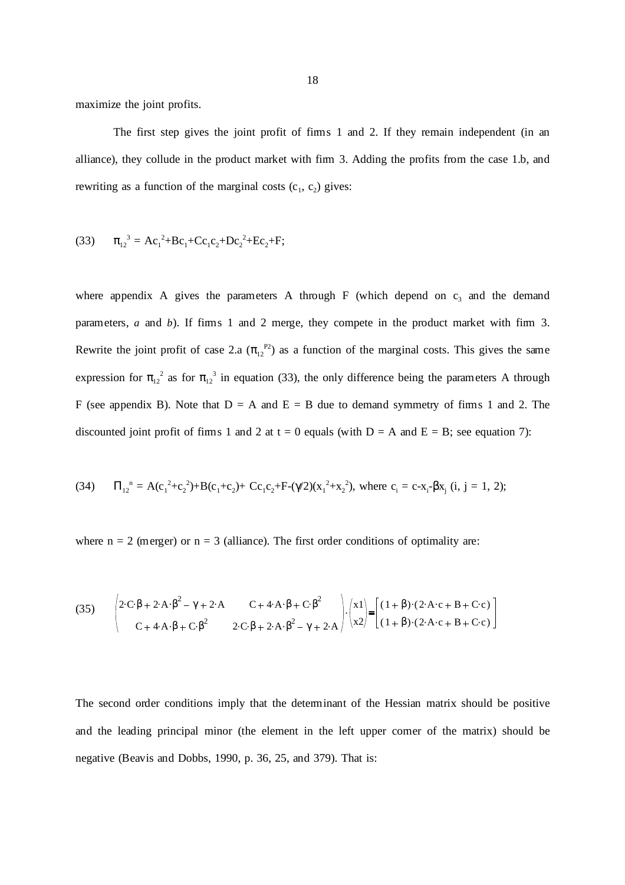maximize the joint profits.

The first step gives the joint profit of firms 1 and 2. If they remain independent (in an alliance), they collude in the product market with firm 3. Adding the profits from the case 1.b, and rewriting as a function of the marginal costs ($c_1$, $c_2$) gives:

$$(33) \qquad \pi_{12}^{3} = Ac_1^2+Bc_1+Cc_1c_2+Dc_2^2+Ec_2+F;$$

where appendix A gives the parameters A through F (which depend on $c_3$ and the demand parameters, *a* and *b*). If firms 1 and 2 merge, they compete in the product market with firm 3. Rewrite the joint profit of case 2.a ($\pi_{12}^{P2}$) as a function of the marginal costs. This gives the same expression for $\pi_{12}^{2}$ as for $\pi_{12}^{3}$ in equation (33), the only difference being the parameters A through F (see appendix B). Note that D = A and E = B due to demand symmetry of firms 1 and 2. The discounted joint profit of firms 1 and 2 at t = 0 equals (with D = A and E = B; see equation 7):

$$(34) \qquad \Pi_{12}^{n} = A(c_1^2+c_2^2)+B(c_1+c_2)+ Cc_1c_2+F-(\gamma/2)(x_1^2+x_2^2), \text{ where } c_i = c-x_i-\beta x_j \ (i, j = 1, 2);$$

where n = 2 (merger) or n = 3 (alliance). The first order conditions of optimality are:

$$(35) \qquad \begin{pmatrix} 2\cdot C\cdot\beta + 2\cdot A\cdot\beta^2 - \gamma + 2\cdot A & C + 4\cdot A\cdot\beta + C\cdot\beta^2 \\ C + 4\cdot A\cdot\beta + C\cdot\beta^2 & 2\cdot C\cdot\beta + 2\cdot A\cdot\beta^2 - \gamma + 2\cdot A \end{pmatrix} \cdot \begin{pmatrix} x1 \\ x2 \end{pmatrix} = \begin{bmatrix} (1+\beta)\cdot(2\cdot A\cdot c + B + C\cdot c) \\ (1+\beta)\cdot(2\cdot A\cdot c + B + C\cdot c) \end{bmatrix}$$

The second order conditions imply that the determinant of the Hessian matrix should be positive and the leading principal minor (the element in the left upper corner of the matrix) should be negative (Beavis and Dobbs, 1990, p. 36, 25, and 379). That is: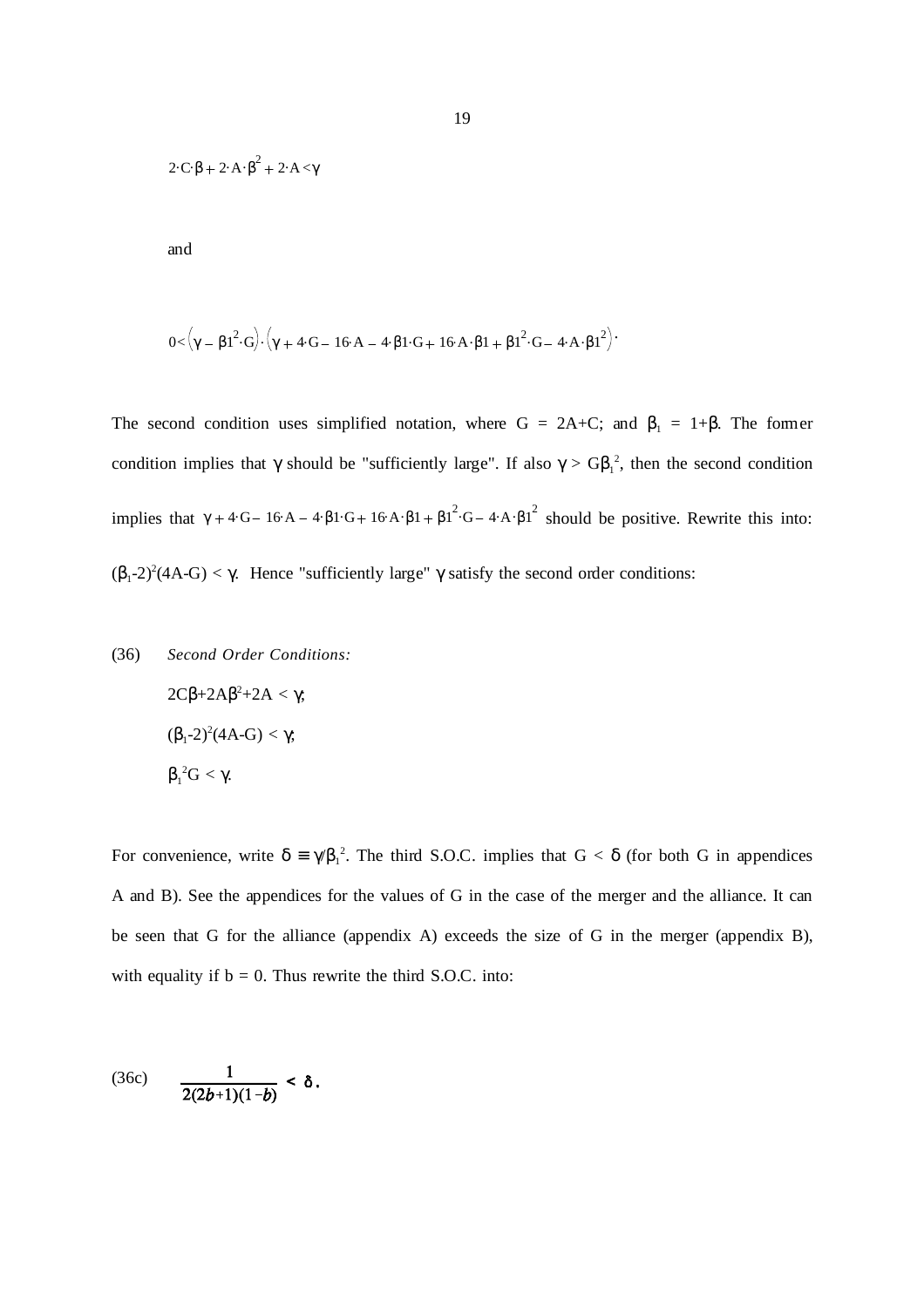$$2 \cdot C \cdot \beta + 2 \cdot A \cdot \beta^2 + 2 \cdot A < \gamma$$

and

$$0 < \left(\gamma - \beta 1^2 \cdot G\right) \cdot \left(\gamma + 4 \cdot G - 16 \cdot A - 4 \cdot \beta 1 \cdot G + 16 \cdot A \cdot \beta 1 + \beta 1^2 \cdot G - 4 \cdot A \cdot \beta 1^2\right).$$

The second condition uses simplified notation, where G = 2A+C; and $\beta_1$ = 1+$\beta$. The former condition implies that $\gamma$ should be "sufficiently large". If also $\gamma > G\beta_1^2$, then the second condition implies that $\gamma + 4 \cdot G - 16 \cdot A - 4 \cdot \beta 1 \cdot G + 16 \cdot A \cdot \beta 1 + \beta 1^2 \cdot G - 4 \cdot A \cdot \beta 1^2$ should be positive. Rewrite this into: $(\beta_1\text{-}2)^2(4A\text{-}G) < \gamma$. Hence "sufficiently large" $\gamma$ satisfy the second order conditions:

(36) *Second Order Conditions:*

$2C\beta+2A\beta^2+2A < \gamma$;

$(\beta_1\text{-}2)^2(4A\text{-}G) < \gamma$;

$\beta_1^2 G < \gamma$.

For convenience, write $\delta \equiv \gamma/\beta_1^2$. The third S.O.C. implies that G < $\delta$ (for both G in appendices A and B). See the appendices for the values of G in the case of the merger and the alliance. It can be seen that G for the alliance (appendix A) exceeds the size of G in the merger (appendix B), with equality if b = 0. Thus rewrite the third S.O.C. into:

(36c) $$\frac{1}{2(2b+1)(1-b)} < \delta .$$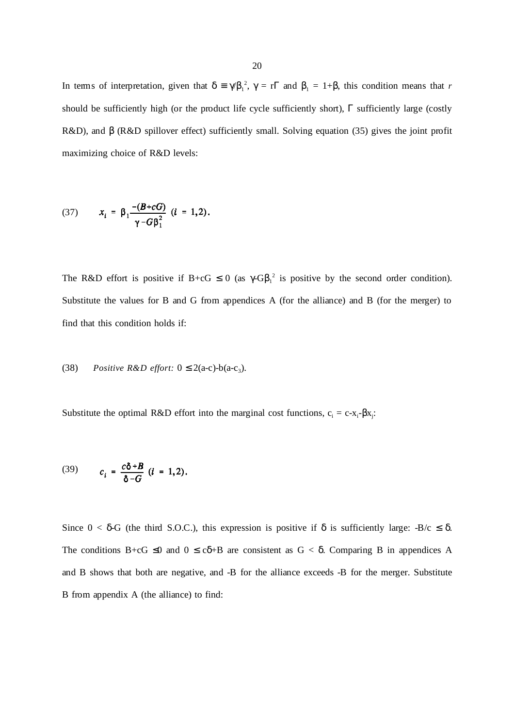In terms of interpretation, given that $\delta \equiv \gamma/\beta_1^2$, $\gamma = r\Gamma$ and $\beta_1 = 1+\beta$, this condition means that *r* should be sufficiently high (or the product life cycle sufficiently short), $\Gamma$ sufficiently large (costly R&D), and $\beta$ (R&D spillover effect) sufficiently small. Solving equation (35) gives the joint profit maximizing choice of R&D levels:

$$x_i = \beta_1 \frac{-(B+cG)}{\gamma - G\beta_1^2} \quad (i = 1,2). \tag{37}$$

The R&D effort is positive if $B+cG \leq 0$ (as $\gamma$-$G\beta_1^2$ is positive by the second order condition). Substitute the values for B and G from appendices A (for the alliance) and B (for the merger) to find that this condition holds if:

(38) *Positive R&D effort:* $0 \leq 2(a-c)-b(a-c_3)$.

Substitute the optimal R&D effort into the marginal cost functions, $c_i = c - x_i - \beta x_j$:

$$c_i = \frac{c\delta + B}{\delta - G} \quad (i = 1,2). \tag{39}$$

Since $0 < \delta - G$ (the third S.O.C.), this expression is positive if $\delta$ is sufficiently large: $-B/c \leq \delta$. The conditions $B+cG \leq 0$ and $0 \leq c\delta + B$ are consistent as $G < \delta$. Comparing B in appendices A and B shows that both are negative, and -B for the alliance exceeds -B for the merger. Substitute B from appendix A (the alliance) to find: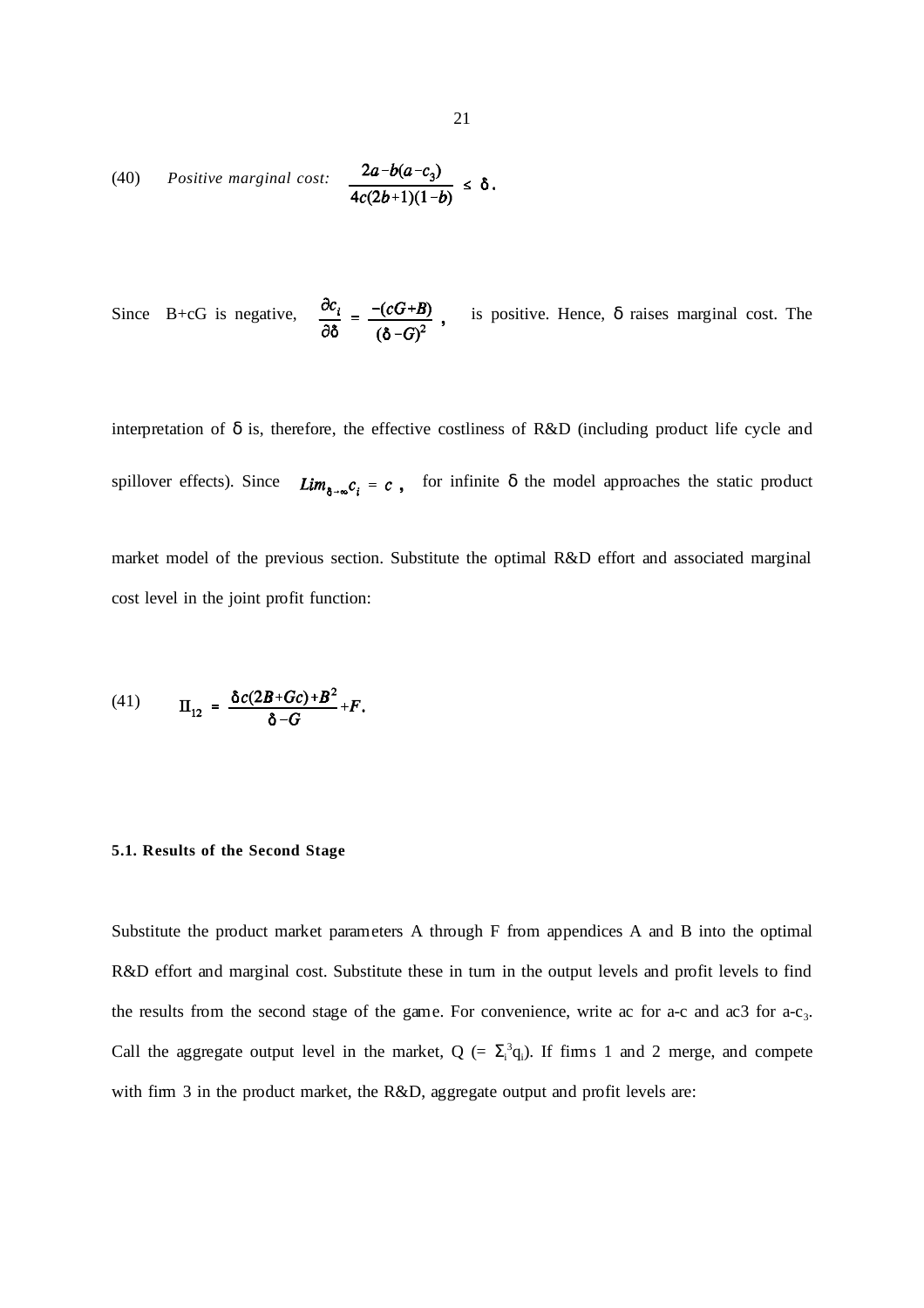(40) *Positive marginal cost:* $\dfrac{2a - b(a - c_3)}{4c(2b+1)(1-b)} \leq \delta.$

Since $B+cG$ is negative, $\dfrac{\partial c_i}{\partial \delta} = \dfrac{-(cG+B)}{(\delta - G)^2}$, is positive. Hence, $\delta$ raises marginal cost. The interpretation of $\delta$ is, therefore, the effective costliness of R&D (including product life cycle and spillover effects). Since $Lim_{\delta \to \infty} c_i = c$, for infinite $\delta$ the model approaches the static product market model of the previous section. Substitute the optimal R&D effort and associated marginal cost level in the joint profit function:

$$(41) \qquad \Pi_{12} = \frac{\delta c(2B + Gc) + B^2}{\delta - G} + F.$$

**5.1. Results of the Second Stage**

Substitute the product market parameters A through F from appendices A and B into the optimal R&D effort and marginal cost. Substitute these in turn in the output levels and profit levels to find the results from the second stage of the game. For convenience, write ac for a-c and ac3 for $a$-$c_3$. Call the aggregate output level in the market, Q (= $\Sigma_i^3 q_i$). If firms 1 and 2 merge, and compete with firm 3 in the product market, the R&D, aggregate output and profit levels are: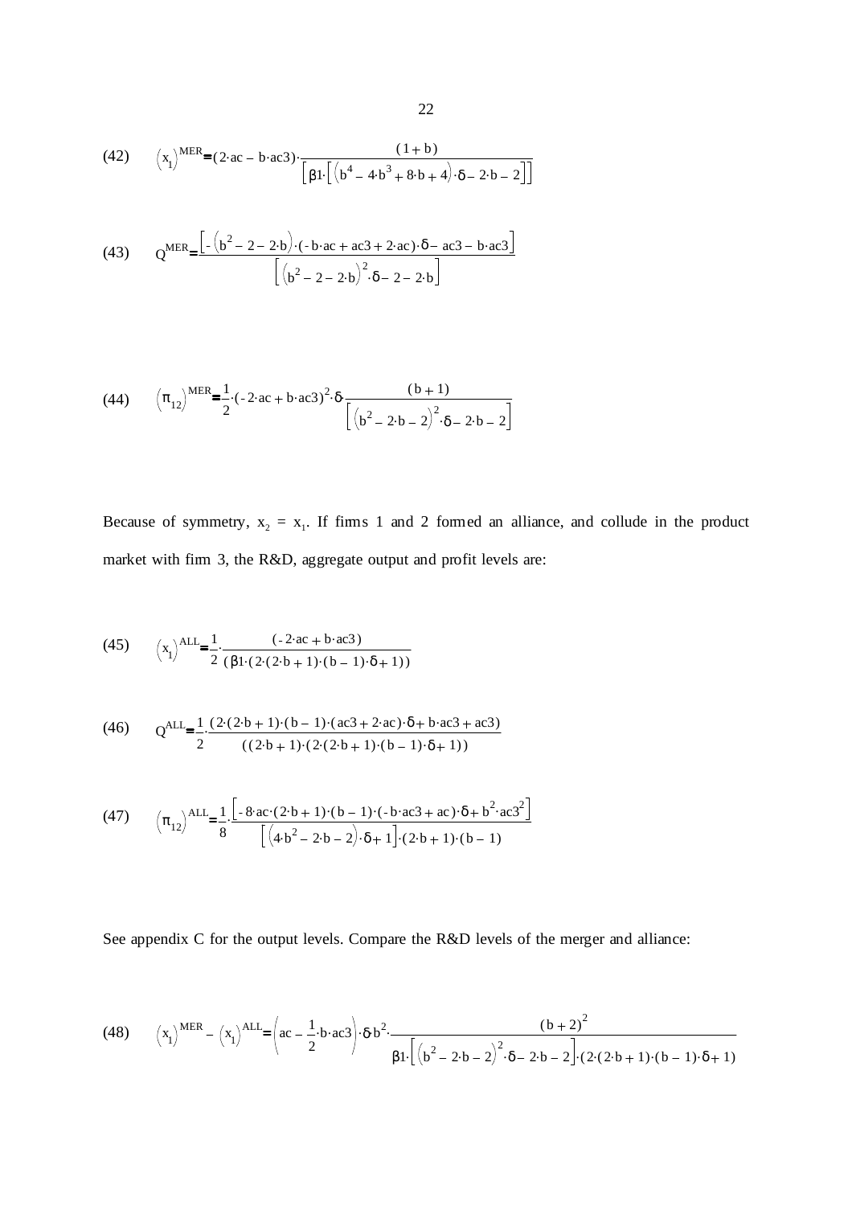(42) $\left(x_1\right)^{MER} = (2\cdot ac - b\cdot ac3)\cdot\dfrac{(1+b)}{\left[\beta 1\cdot\left[\left(b^4 - 4\cdot b^3 + 8\cdot b + 4\right)\cdot\delta - 2\cdot b - 2\right]\right]}$

(43) $Q^{MER} = \dfrac{\left[-\left(b^2 - 2 - 2\cdot b\right)\cdot(-b\cdot ac + ac3 + 2\cdot ac)\cdot\delta - ac3 - b\cdot ac3\right]}{\left[\left(b^2 - 2 - 2\cdot b\right)^2\cdot\delta - 2 - 2\cdot b\right]}$

(44) $\left(\pi_{12}\right)^{MER} = \dfrac{1}{2}\cdot(-2\cdot ac + b\cdot ac3)^2\cdot\delta\cdot\dfrac{(b+1)}{\left[\left(b^2 - 2\cdot b - 2\right)^2\cdot\delta - 2\cdot b - 2\right]}$

Because of symmetry, $x_2 = x_1$. If firms 1 and 2 formed an alliance, and collude in the product market with firm 3, the R&D, aggregate output and profit levels are:

(45) $\left(x_1\right)^{ALL} = \dfrac{1}{2}\cdot\dfrac{(-2\cdot ac + b\cdot ac3)}{(\beta 1\cdot(2\cdot(2\cdot b + 1)\cdot(b-1)\cdot\delta + 1))}$

(46) $Q^{ALL} = \dfrac{1}{2}\cdot\dfrac{(2\cdot(2\cdot b + 1)\cdot(b-1)\cdot(ac3 + 2\cdot ac)\cdot\delta + b\cdot ac3 + ac3)}{((2\cdot b + 1)\cdot(2\cdot(2\cdot b + 1)\cdot(b-1)\cdot\delta + 1))}$

(47) $\left(\pi_{12}\right)^{ALL} = \dfrac{1}{8}\cdot\dfrac{\left[-8\cdot ac\cdot(2\cdot b + 1)\cdot(b-1)\cdot(-b\cdot ac3 + ac)\cdot\delta + b^2\cdot ac3^2\right]}{\left[\left(4\cdot b^2 - 2\cdot b - 2\right)\cdot\delta + 1\right]\cdot(2\cdot b + 1)\cdot(b-1)}$

See appendix C for the output levels. Compare the R&D levels of the merger and alliance:

(48) $\left(x_1\right)^{MER} - \left(x_1\right)^{ALL} = \left(ac - \dfrac{1}{2}\cdot b\cdot ac3\right)\cdot\delta\cdot b^2\cdot\dfrac{(b+2)^2}{\beta 1\cdot\left[\left(b^2 - 2\cdot b - 2\right)^2\cdot\delta - 2\cdot b - 2\right]\cdot(2\cdot(2\cdot b + 1)\cdot(b-1)\cdot\delta + 1)}$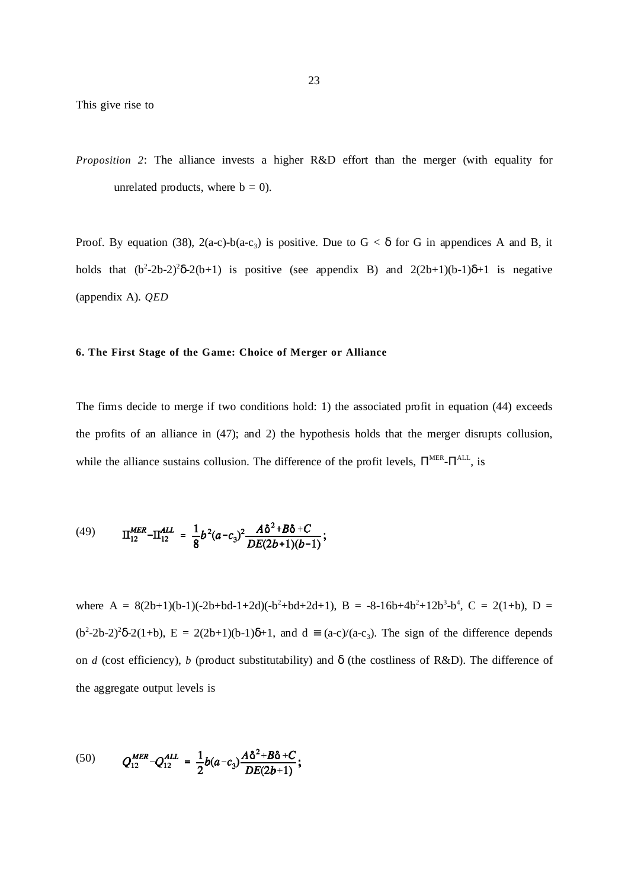This give rise to

*Proposition 2*: The alliance invests a higher R&D effort than the merger (with equality for unrelated products, where $b = 0$).

Proof. By equation (38), $2(a-c)-b(a-c_3)$ is positive. Due to $G < \delta$ for G in appendices A and B, it holds that $(b^2-2b-2)^2\delta-2(b+1)$ is positive (see appendix B) and $2(2b+1)(b-1)\delta+1$ is negative (appendix A). *QED*

**6. The First Stage of the Game: Choice of Merger or Alliance**

The firms decide to merge if two conditions hold: 1) the associated profit in equation (44) exceeds the profits of an alliance in (47); and 2) the hypothesis holds that the merger disrupts collusion, while the alliance sustains collusion. The difference of the profit levels, $\Pi^{MER}$-$\Pi^{ALL}$, is

$$\Pi_{12}^{MER}-\Pi_{12}^{ALL} = \frac{1}{8}b^2(a-c_3)^2\frac{A\delta^2+B\delta+C}{DE(2b+1)(b-1)}; \tag{49}$$

where $A = 8(2b+1)(b-1)(-2b+bd-1+2d)(-b^2+bd+2d+1)$, $B = -8-16b+4b^2+12b^3-b^4$, $C = 2(1+b)$, $D = (b^2-2b-2)^2\delta-2(1+b)$, $E = 2(2b+1)(b-1)\delta+1$, and $d \equiv (a-c)/(a-c_3)$. The sign of the difference depends on *d* (cost efficiency), *b* (product substitutability) and $\delta$ (the costliness of R&D). The difference of the aggregate output levels is

$$Q_{12}^{MER}-Q_{12}^{ALL} = \frac{1}{2}b(a-c_3)\frac{A\delta^2+B\delta+C}{DE(2b+1)}; \tag{50}$$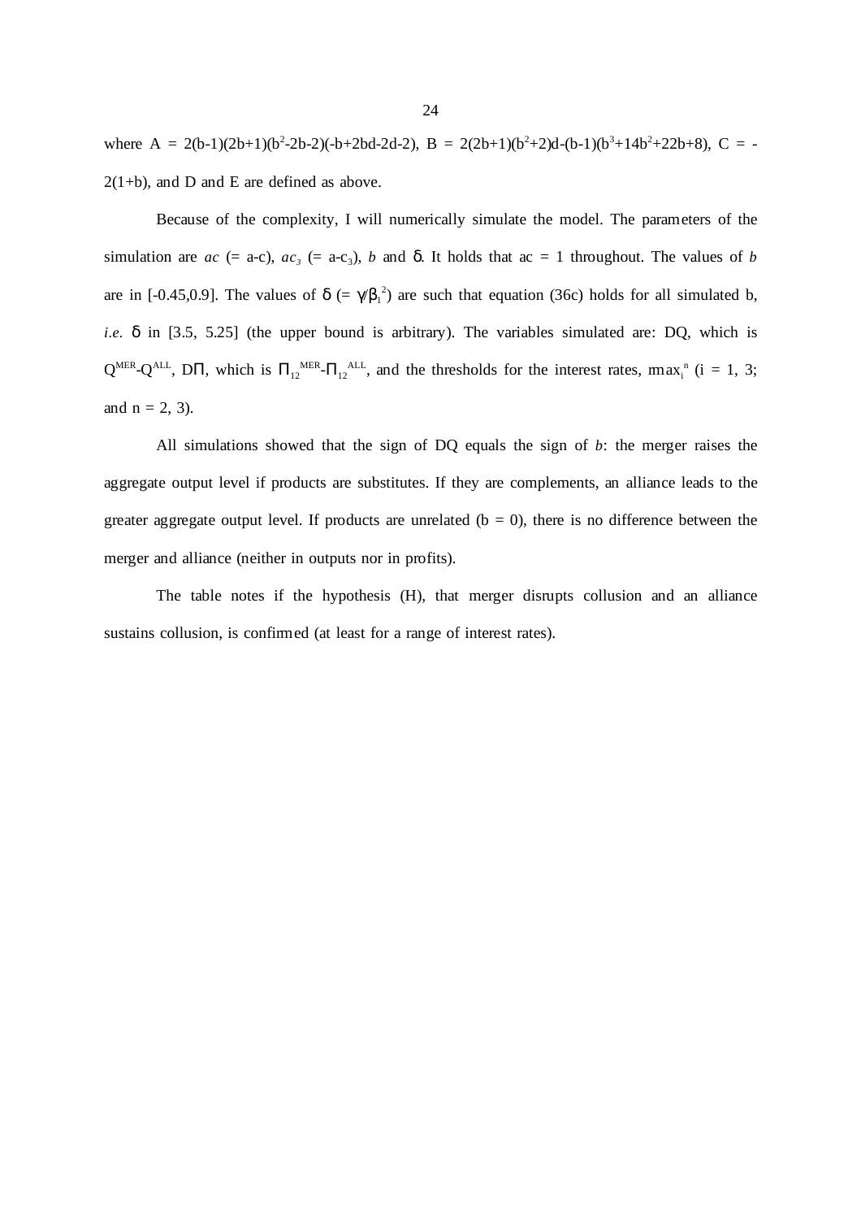where $A = 2(b-1)(2b+1)(b^2-2b-2)(-b+2bd-2d-2)$, $B = 2(2b+1)(b^2+2)d-(b-1)(b^3+14b^2+22b+8)$, $C = -2(1+b)$, and D and E are defined as above.

Because of the complexity, I will numerically simulate the model. The parameters of the simulation are *ac* (= a-c), $ac_3$ (= a-$c_3$), *b* and δ. It holds that ac = 1 throughout. The values of *b* are in [-0.45,0.9]. The values of δ (= $\gamma/\beta_1^2$) are such that equation (36c) holds for all simulated b, *i.e.* δ in [3.5, 5.25] (the upper bound is arbitrary). The variables simulated are: DQ, which is $Q^{MER}$-$Q^{ALL}$, DΠ, which is $\Pi_{12}^{MER}$-$\Pi_{12}^{ALL}$, and the thresholds for the interest rates, $rmax_i^n$ (i = 1, 3; and n = 2, 3).

All simulations showed that the sign of DQ equals the sign of *b*: the merger raises the aggregate output level if products are substitutes. If they are complements, an alliance leads to the greater aggregate output level. If products are unrelated (b = 0), there is no difference between the merger and alliance (neither in outputs nor in profits).

The table notes if the hypothesis (H), that merger disrupts collusion and an alliance sustains collusion, is confirmed (at least for a range of interest rates).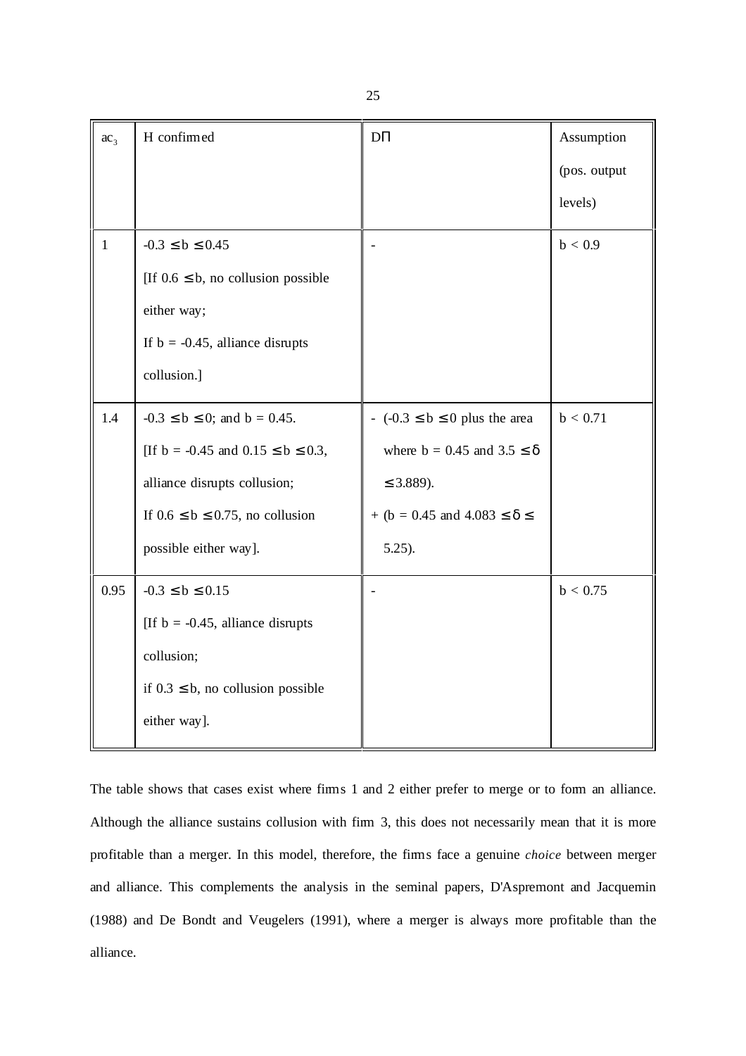| $ac_3$ | H confirmed | DΠ | Assumption (pos. output levels) |
|---|---|---|---|
| 1 | $-0.3 \leq b \leq 0.45$ [If $0.6 \leq b$, no collusion possible either way; If $b = -0.45$, alliance disrupts collusion.] | - | $b < 0.9$ |
| 1.4 | $-0.3 \leq b \leq 0$; and $b = 0.45$. [If $b = -0.45$ and $0.15 \leq b \leq 0.3$, alliance disrupts collusion; If $0.6 \leq b \leq 0.75$, no collusion possible either way]. | - ($-0.3 \leq b \leq 0$ plus the area where $b = 0.45$ and $3.5 \leq \delta \leq 3.889$). + ($b = 0.45$ and $4.083 \leq \delta \leq 5.25$). | $b < 0.71$ |
| 0.95 | $-0.3 \leq b \leq 0.15$ [If $b = -0.45$, alliance disrupts collusion; if $0.3 \leq b$, no collusion possible either way]. | - | $b < 0.75$ |

The table shows that cases exist where firms 1 and 2 either prefer to merge or to form an alliance. Although the alliance sustains collusion with firm 3, this does not necessarily mean that it is more profitable than a merger. In this model, therefore, the firms face a genuine *choice* between merger and alliance. This complements the analysis in the seminal papers, D'Aspremont and Jacquemin (1988) and De Bondt and Veugelers (1991), where a merger is always more profitable than the alliance.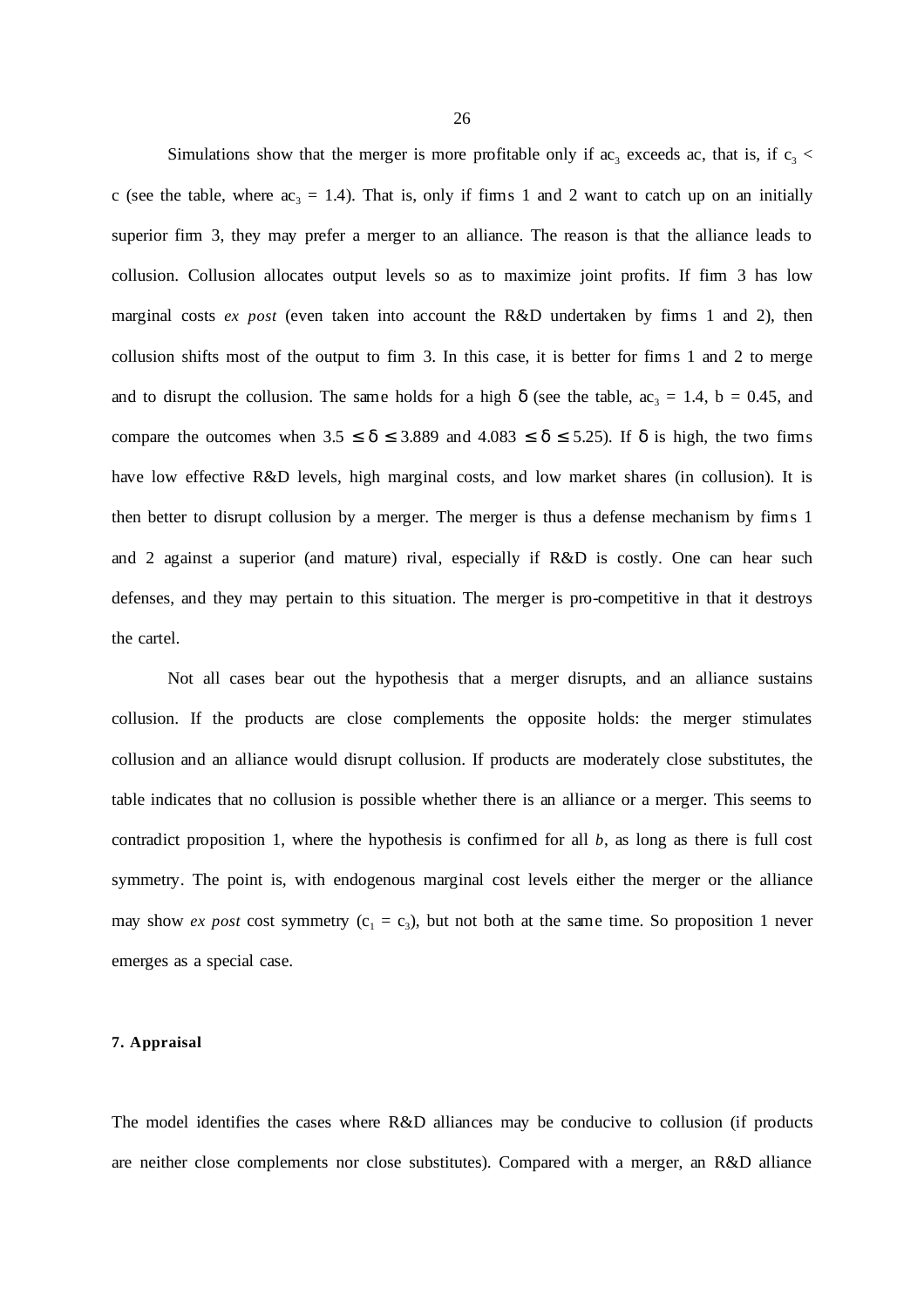Simulations show that the merger is more profitable only if $ac_3$ exceeds ac, that is, if $c_3 < c$ (see the table, where $ac_3 = 1.4$). That is, only if firms 1 and 2 want to catch up on an initially superior firm 3, they may prefer a merger to an alliance. The reason is that the alliance leads to collusion. Collusion allocates output levels so as to maximize joint profits. If firm 3 has low marginal costs *ex post* (even taken into account the R&D undertaken by firms 1 and 2), then collusion shifts most of the output to firm 3. In this case, it is better for firms 1 and 2 to merge and to disrupt the collusion. The same holds for a high $\delta$ (see the table, $ac_3 = 1.4$, $b = 0.45$, and compare the outcomes when $3.5 \leq \delta \leq 3.889$ and $4.083 \leq \delta \leq 5.25$). If $\delta$ is high, the two firms have low effective R&D levels, high marginal costs, and low market shares (in collusion). It is then better to disrupt collusion by a merger. The merger is thus a defense mechanism by firms 1 and 2 against a superior (and mature) rival, especially if R&D is costly. One can hear such defenses, and they may pertain to this situation. The merger is pro-competitive in that it destroys the cartel.

Not all cases bear out the hypothesis that a merger disrupts, and an alliance sustains collusion. If the products are close complements the opposite holds: the merger stimulates collusion and an alliance would disrupt collusion. If products are moderately close substitutes, the table indicates that no collusion is possible whether there is an alliance or a merger. This seems to contradict proposition 1, where the hypothesis is confirmed for all *b*, as long as there is full cost symmetry. The point is, with endogenous marginal cost levels either the merger or the alliance may show *ex post* cost symmetry ($c_1 = c_3$), but not both at the same time. So proposition 1 never emerges as a special case.

## 7. Appraisal

The model identifies the cases where R&D alliances may be conducive to collusion (if products are neither close complements nor close substitutes). Compared with a merger, an R&D alliance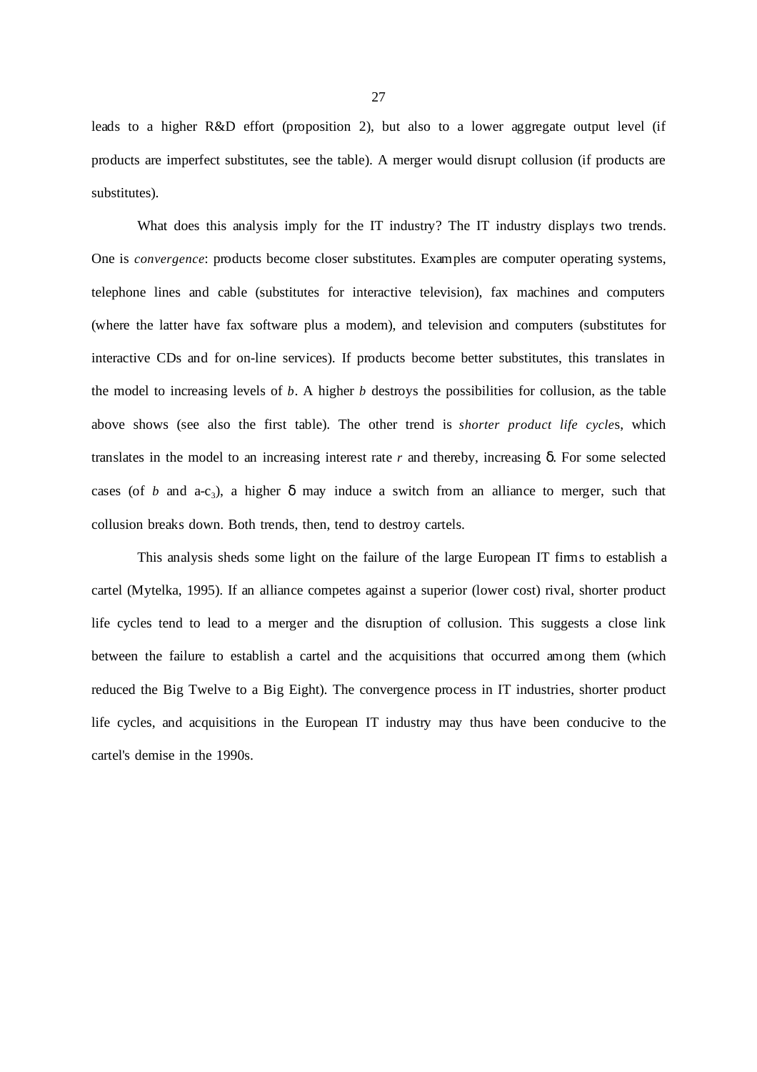leads to a higher R&D effort (proposition 2), but also to a lower aggregate output level (if products are imperfect substitutes, see the table). A merger would disrupt collusion (if products are substitutes).

What does this analysis imply for the IT industry? The IT industry displays two trends. One is *convergence*: products become closer substitutes. Examples are computer operating systems, telephone lines and cable (substitutes for interactive television), fax machines and computers (where the latter have fax software plus a modem), and television and computers (substitutes for interactive CDs and for on-line services). If products become better substitutes, this translates in the model to increasing levels of $b$. A higher $b$ destroys the possibilities for collusion, as the table above shows (see also the first table). The other trend is *shorter product life cycles*, which translates in the model to an increasing interest rate $r$ and thereby, increasing $\delta$. For some selected cases (of $b$ and $a-c_3$), a higher $\delta$ may induce a switch from an alliance to merger, such that collusion breaks down. Both trends, then, tend to destroy cartels.

This analysis sheds some light on the failure of the large European IT firms to establish a cartel (Mytelka, 1995). If an alliance competes against a superior (lower cost) rival, shorter product life cycles tend to lead to a merger and the disruption of collusion. This suggests a close link between the failure to establish a cartel and the acquisitions that occurred among them (which reduced the Big Twelve to a Big Eight). The convergence process in IT industries, shorter product life cycles, and acquisitions in the European IT industry may thus have been conducive to the cartel's demise in the 1990s.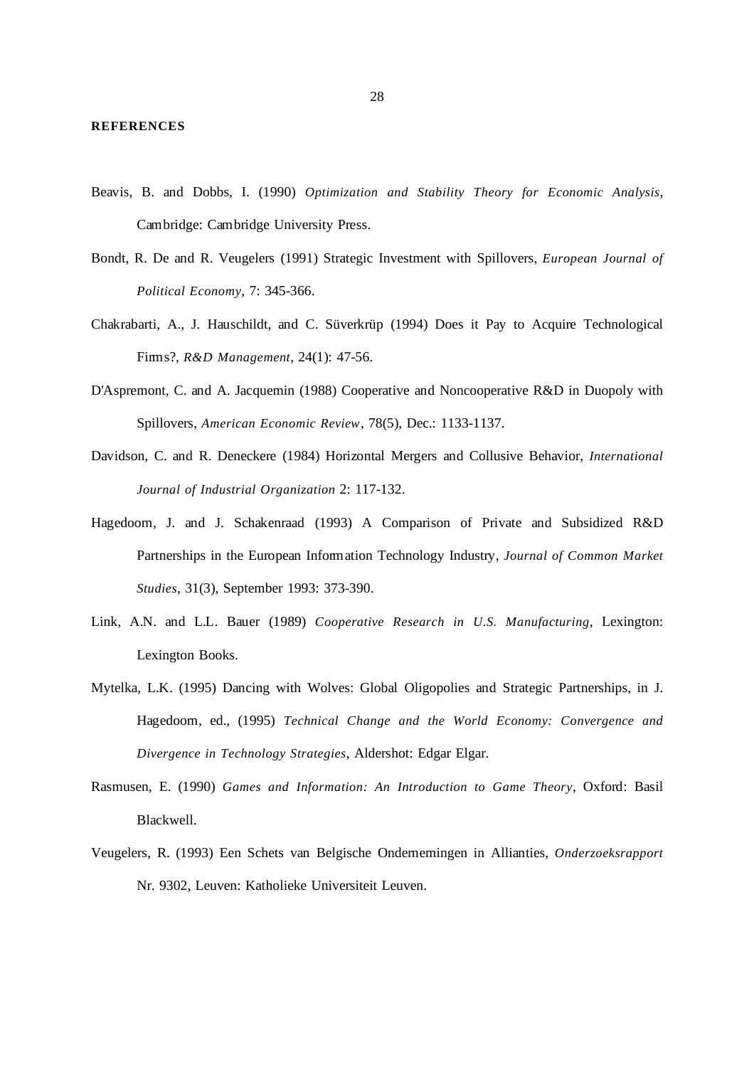**REFERENCES**

Beavis, B. and Dobbs, I. (1990) *Optimization and Stability Theory for Economic Analysis*, Cambridge: Cambridge University Press.

Bondt, R. De and R. Veugelers (1991) Strategic Investment with Spillovers, *European Journal of Political Economy*, 7: 345-366.

Chakrabarti, A., J. Hauschildt, and C. Süverkrüp (1994) Does it Pay to Acquire Technological Firms?, *R&D Management*, 24(1): 47-56.

D'Aspremont, C. and A. Jacquemin (1988) Cooperative and Noncooperative R&D in Duopoly with Spillovers, *American Economic Review*, 78(5), Dec.: 1133-1137.

Davidson, C. and R. Deneckere (1984) Horizontal Mergers and Collusive Behavior, *International Journal of Industrial Organization* 2: 117-132.

Hagedoorn, J. and J. Schakenraad (1993) A Comparison of Private and Subsidized R&D Partnerships in the European Information Technology Industry, *Journal of Common Market Studies*, 31(3), September 1993: 373-390.

Link, A.N. and L.L. Bauer (1989) *Cooperative Research in U.S. Manufacturing*, Lexington: Lexington Books.

Mytelka, L.K. (1995) Dancing with Wolves: Global Oligopolies and Strategic Partnerships, in J. Hagedoorn, ed., (1995) *Technical Change and the World Economy: Convergence and Divergence in Technology Strategies*, Aldershot: Edgar Elgar.

Rasmusen, E. (1990) *Games and Information: An Introduction to Game Theory*, Oxford: Basil Blackwell.

Veugelers, R. (1993) Een Schets van Belgische Ondernemingen in Allianties, *Onderzoeksrapport* Nr. 9302, Leuven: Katholieke Universiteit Leuven.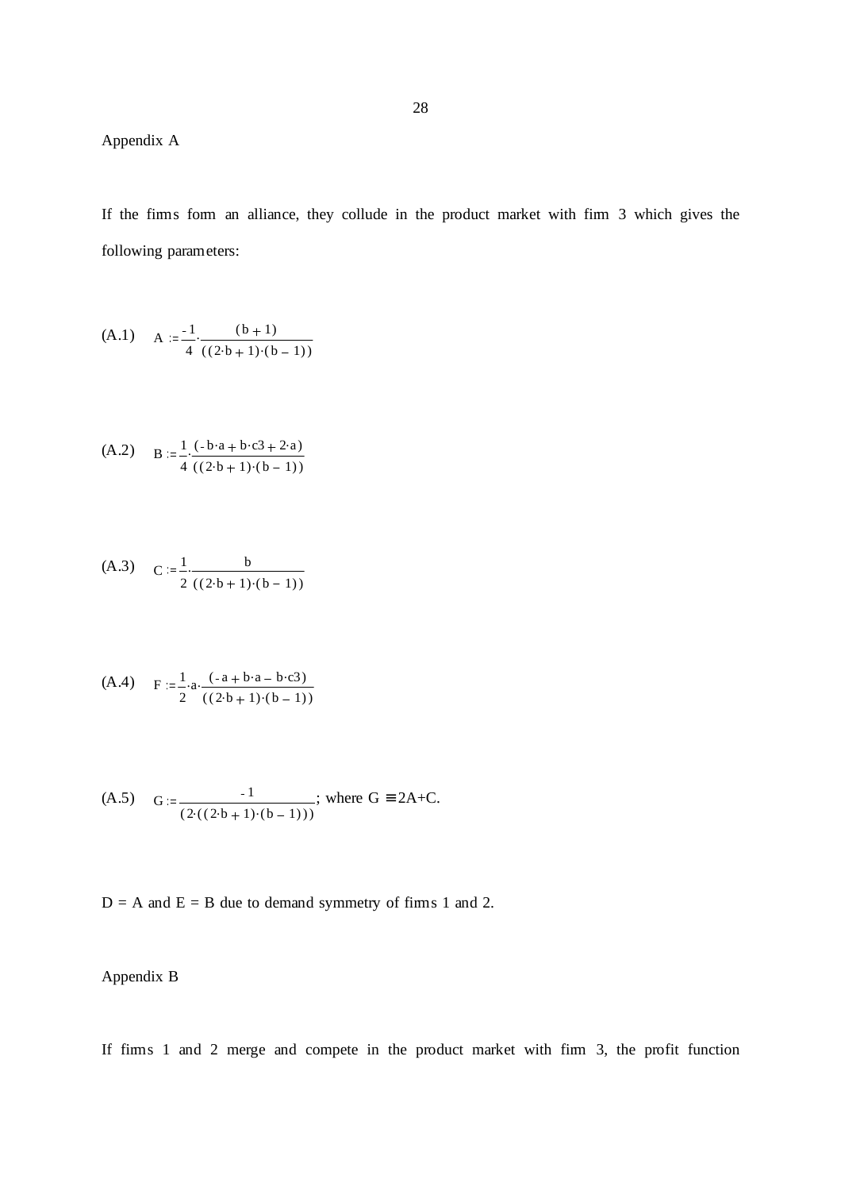Appendix A

If the firms form an alliance, they collude in the product market with firm 3 which gives the following parameters:

(A.1) $$A := \frac{-1}{4} \cdot \frac{(b+1)}{((2 \cdot b+1) \cdot (b-1))}$$

(A.2) $$B := \frac{1}{4} \cdot \frac{(-b \cdot a + b \cdot c3 + 2 \cdot a)}{((2 \cdot b+1) \cdot (b-1))}$$

(A.3) $$C := \frac{1}{2} \cdot \frac{b}{((2 \cdot b+1) \cdot (b-1))}$$

(A.4) $$F := \frac{1}{2} \cdot a \cdot \frac{(-a + b \cdot a - b \cdot c3)}{((2 \cdot b+1) \cdot (b-1))}$$

(A.5) $$G := \frac{-1}{(2 \cdot ((2 \cdot b+1) \cdot (b-1)))}$$; where $G \equiv 2A+C$.

D = A and E = B due to demand symmetry of firms 1 and 2.

Appendix B

If firms 1 and 2 merge and compete in the product market with firm 3, the profit function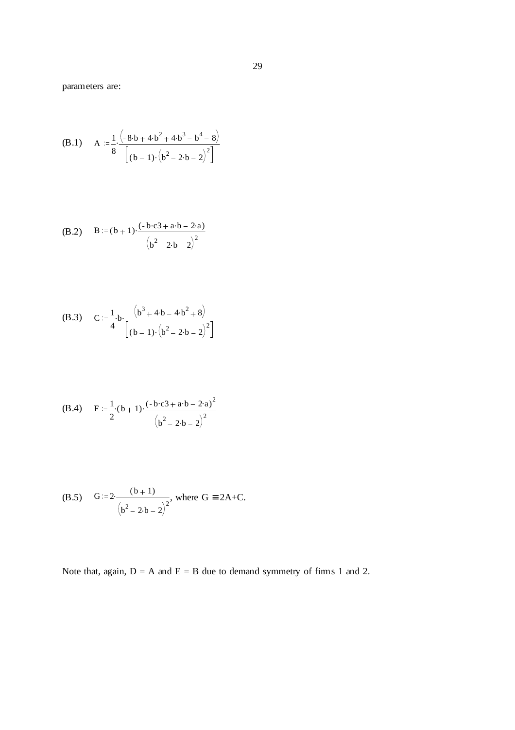parameters are:

(B.1) $$A := \frac{1}{8} \cdot \frac{\left(-8 \cdot b + 4 \cdot b^2 + 4 \cdot b^3 - b^4 - 8\right)}{\left[(b-1) \cdot \left(b^2 - 2 \cdot b - 2\right)^2\right]}$$

(B.2) $$B := (b+1) \cdot \frac{(-b \cdot c3 + a \cdot b - 2 \cdot a)}{\left(b^2 - 2 \cdot b - 2\right)^2}$$

(B.3) $$C := \frac{1}{4} \cdot b \cdot \frac{\left(b^3 + 4 \cdot b - 4 \cdot b^2 + 8\right)}{\left[(b-1) \cdot \left(b^2 - 2 \cdot b - 2\right)^2\right]}$$

(B.4) $$F := \frac{1}{2} \cdot (b+1) \cdot \frac{(-b \cdot c3 + a \cdot b - 2 \cdot a)^2}{\left(b^2 - 2 \cdot b - 2\right)^2}$$

(B.5) $$G := 2 \cdot \frac{(b+1)}{\left(b^2 - 2 \cdot b - 2\right)^2}$$, where $G \equiv 2A + C$.

Note that, again, $D = A$ and $E = B$ due to demand symmetry of firms 1 and 2.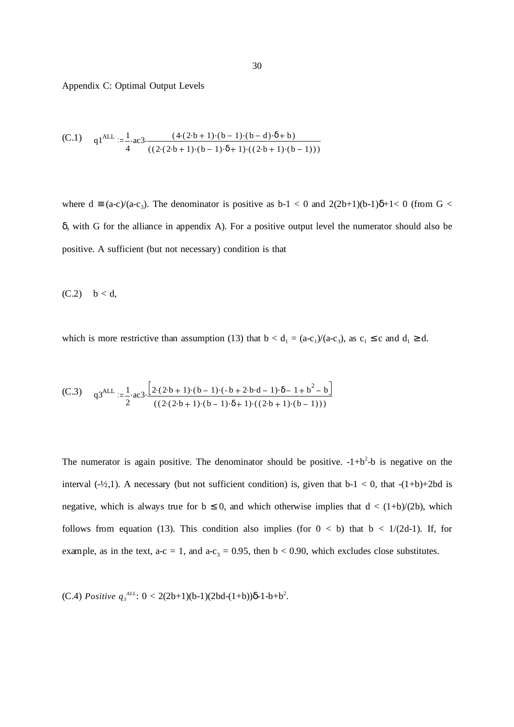Appendix C: Optimal Output Levels

(C.1) $$q1^{ALL} := \frac{1}{4} \cdot ac3 \cdot \frac{(4 \cdot (2 \cdot b + 1) \cdot (b - 1) \cdot (b - d) \cdot \delta + b)}{((2 \cdot (2 \cdot b + 1) \cdot (b - 1) \cdot \delta + 1) \cdot ((2 \cdot b + 1) \cdot (b - 1)))}$$

where $d \equiv (a\text{-}c)/(a\text{-}c_3)$. The denominator is positive as $b\text{-}1 < 0$ and $2(2b+1)(b\text{-}1)\delta+1< 0$ (from $G < \delta$, with G for the alliance in appendix A). For a positive output level the numerator should also be positive. A sufficient (but not necessary) condition is that

(C.2) $b < d$,

which is more restrictive than assumption (13) that $b < d_1 = (a\text{-}c_1)/(a\text{-}c_3)$, as $c_1 \leq c$ and $d_1 \geq d$.

(C.3) $$q3^{ALL} := \frac{1}{2} \cdot ac3 \cdot \frac{\left[2 \cdot (2 \cdot b + 1) \cdot (b - 1) \cdot (-b + 2 \cdot b \cdot d - 1) \cdot \delta - 1 + b^2 - b\right]}{((2 \cdot (2 \cdot b + 1) \cdot (b - 1) \cdot \delta + 1) \cdot ((2 \cdot b + 1) \cdot (b - 1)))}$$

The numerator is again positive. The denominator should be positive. $-1+b^2\text{-}b$ is negative on the interval $(-½,1)$. A necessary (but not sufficient condition) is, given that $b\text{-}1 < 0$, that $-(1+b)+2bd$ is negative, which is always true for $b \leq 0$, and which otherwise implies that $d < (1+b)/(2b)$, which follows from equation (13). This condition also implies (for $0 < b$) that $b < 1/(2d\text{-}1)$. If, for example, as in the text, $a\text{-}c = 1$, and $a\text{-}c_3 = 0.95$, then $b < 0.90$, which excludes close substitutes.

(C.4) *Positive* $q_3^{ALL}$: $0 < 2(2b+1)(b\text{-}1)(2bd\text{-}(1+b))\delta\text{-}1\text{-}b+b^2$.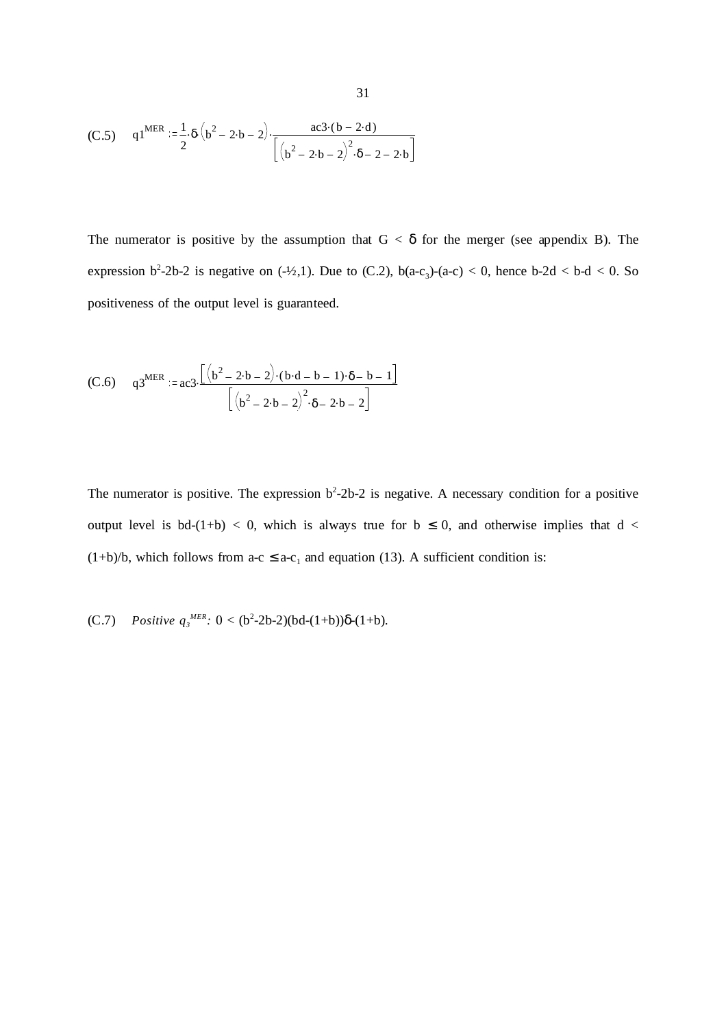(C.5) $$q1^{MER} := \frac{1}{2}\cdot\delta\cdot\left(b^2 - 2\cdot b - 2\right)\cdot\frac{ac3\cdot(b - 2\cdot d)}{\left[\left(b^2 - 2\cdot b - 2\right)^2\cdot\delta - 2 - 2\cdot b\right]}$$

The numerator is positive by the assumption that $G < \delta$ for the merger (see appendix B). The expression $b^2$-2b-2 is negative on (-½,1). Due to (C.2), $b(a-c_3)-(a-c) < 0$, hence $b-2d < b-d < 0$. So positiveness of the output level is guaranteed.

(C.6) $$q3^{MER} := ac3\cdot\frac{\left[\left(b^2 - 2\cdot b - 2\right)\cdot(b\cdot d - b - 1)\cdot\delta - b - 1\right]}{\left[\left(b^2 - 2\cdot b - 2\right)^2\cdot\delta - 2\cdot b - 2\right]}$$

The numerator is positive. The expression $b^2$-2b-2 is negative. A necessary condition for a positive output level is $bd-(1+b) < 0$, which is always true for $b \leq 0$, and otherwise implies that $d < (1+b)/b$, which follows from $a-c \leq a-c_1$ and equation (13). A sufficient condition is:

(C.7) *Positive* $q_3^{MER}$: $0 < (b^2-2b-2)(bd-(1+b))\delta-(1+b)$.